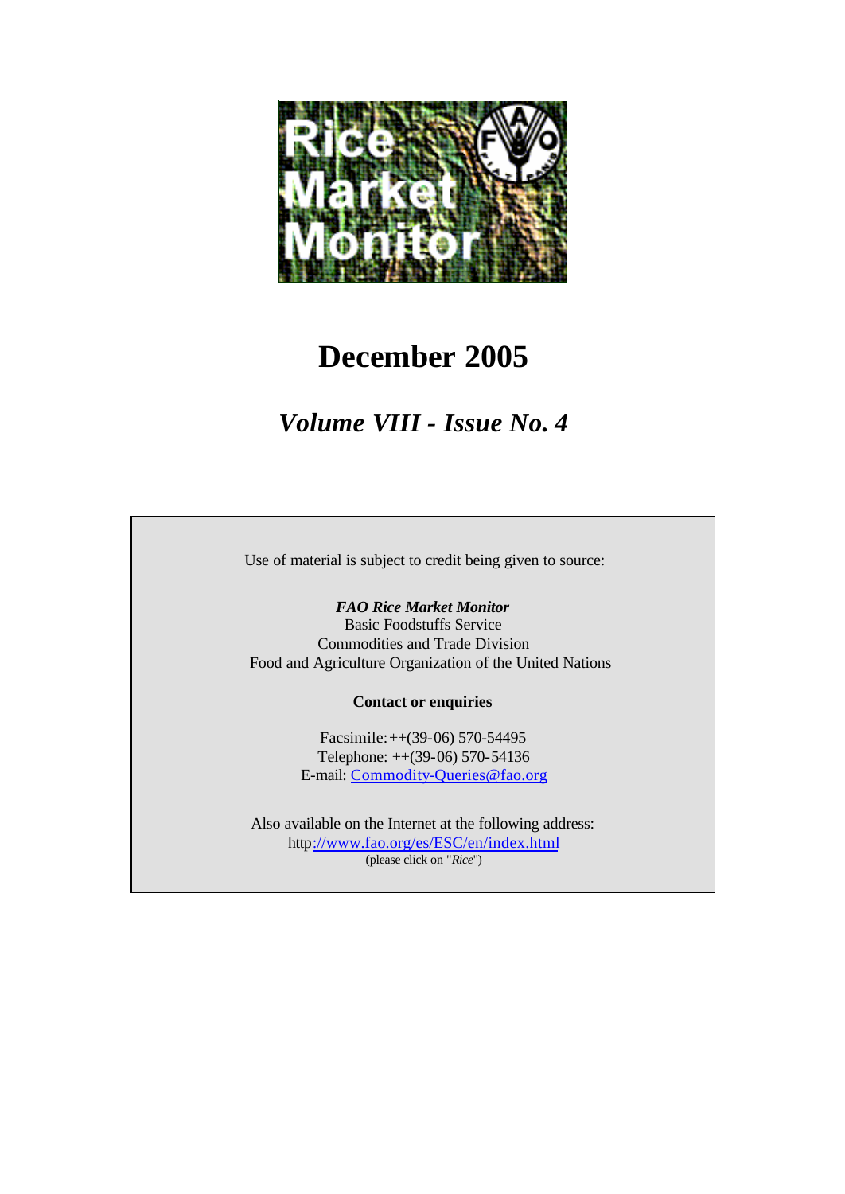# December 2005

## *Volume VIII - Issue No. 4*

Use of material is subject to credit being given to source:

***FAO Rice Market Monitor***
Basic Foodstuffs Service
Commodities and Trade Division
Food and Agriculture Organization of the United Nations

**Contact or enquiries**

Facsimile: ++(39-06) 570-54495
Telephone: ++(39-06) 570-54136
E-mail: Commodity-Queries@fao.org

Also available on the Internet at the following address:
http://www.fao.org/es/ESC/en/index.html
(please click on "*Rice*")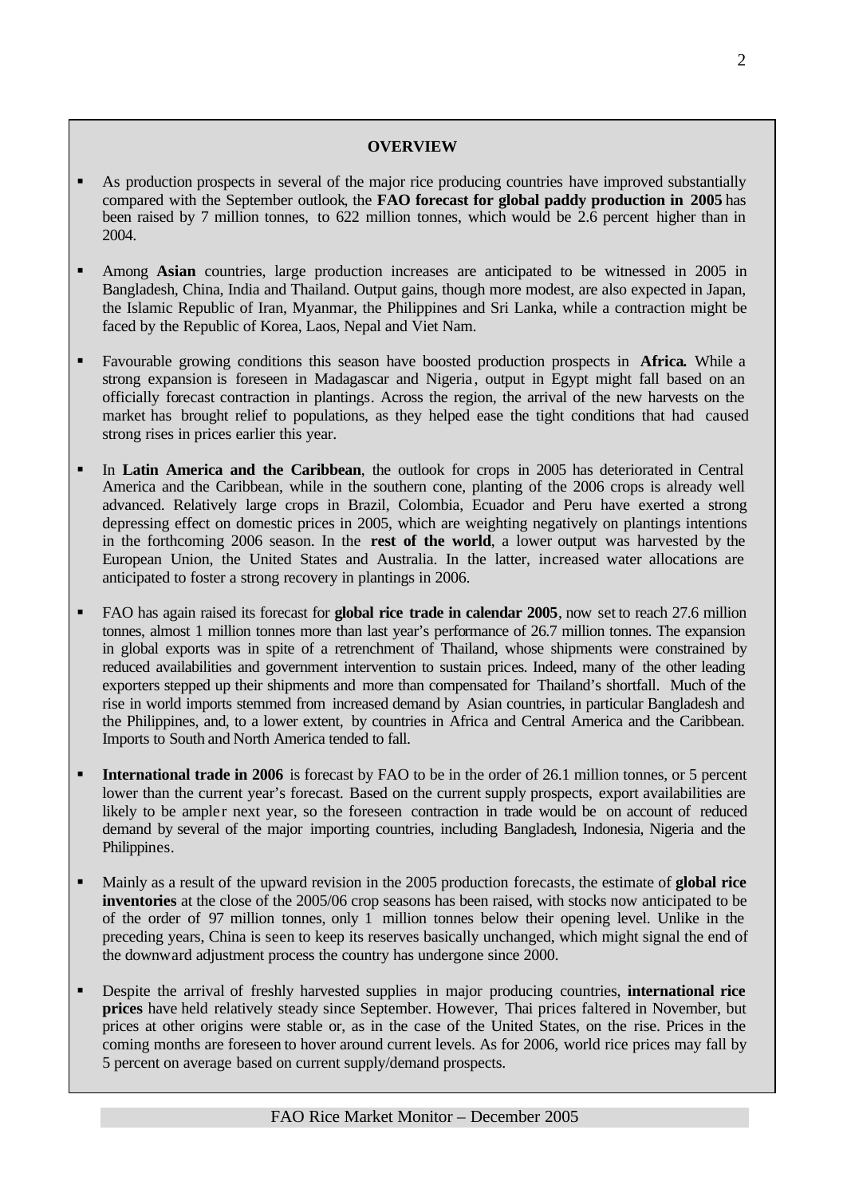## OVERVIEW

- As production prospects in several of the major rice producing countries have improved substantially compared with the September outlook, the **FAO forecast for global paddy production in 2005** has been raised by 7 million tonnes, to 622 million tonnes, which would be 2.6 percent higher than in 2004.

- Among **Asian** countries, large production increases are anticipated to be witnessed in 2005 in Bangladesh, China, India and Thailand. Output gains, though more modest, are also expected in Japan, the Islamic Republic of Iran, Myanmar, the Philippines and Sri Lanka, while a contraction might be faced by the Republic of Korea, Laos, Nepal and Viet Nam.

- Favourable growing conditions this season have boosted production prospects in **Africa.** While a strong expansion is foreseen in Madagascar and Nigeria, output in Egypt might fall based on an officially forecast contraction in plantings. Across the region, the arrival of the new harvests on the market has brought relief to populations, as they helped ease the tight conditions that had caused strong rises in prices earlier this year.

- In **Latin America and the Caribbean**, the outlook for crops in 2005 has deteriorated in Central America and the Caribbean, while in the southern cone, planting of the 2006 crops is already well advanced. Relatively large crops in Brazil, Colombia, Ecuador and Peru have exerted a strong depressing effect on domestic prices in 2005, which are weighting negatively on plantings intentions in the forthcoming 2006 season. In the **rest of the world**, a lower output was harvested by the European Union, the United States and Australia. In the latter, increased water allocations are anticipated to foster a strong recovery in plantings in 2006.

- FAO has again raised its forecast for **global rice trade in calendar 2005**, now set to reach 27.6 million tonnes, almost 1 million tonnes more than last year's performance of 26.7 million tonnes. The expansion in global exports was in spite of a retrenchment of Thailand, whose shipments were constrained by reduced availabilities and government intervention to sustain prices. Indeed, many of the other leading exporters stepped up their shipments and more than compensated for Thailand's shortfall. Much of the rise in world imports stemmed from increased demand by Asian countries, in particular Bangladesh and the Philippines, and, to a lower extent, by countries in Africa and Central America and the Caribbean. Imports to South and North America tended to fall.

- **International trade in 2006** is forecast by FAO to be in the order of 26.1 million tonnes, or 5 percent lower than the current year's forecast. Based on the current supply prospects, export availabilities are likely to be ampler next year, so the foreseen contraction in trade would be on account of reduced demand by several of the major importing countries, including Bangladesh, Indonesia, Nigeria and the Philippines.

- Mainly as a result of the upward revision in the 2005 production forecasts, the estimate of **global rice inventories** at the close of the 2005/06 crop seasons has been raised, with stocks now anticipated to be of the order of 97 million tonnes, only 1 million tonnes below their opening level. Unlike in the preceding years, China is seen to keep its reserves basically unchanged, which might signal the end of the downward adjustment process the country has undergone since 2000.

- Despite the arrival of freshly harvested supplies in major producing countries, **international rice prices** have held relatively steady since September. However, Thai prices faltered in November, but prices at other origins were stable or, as in the case of the United States, on the rise. Prices in the coming months are foreseen to hover around current levels. As for 2006, world rice prices may fall by 5 percent on average based on current supply/demand prospects.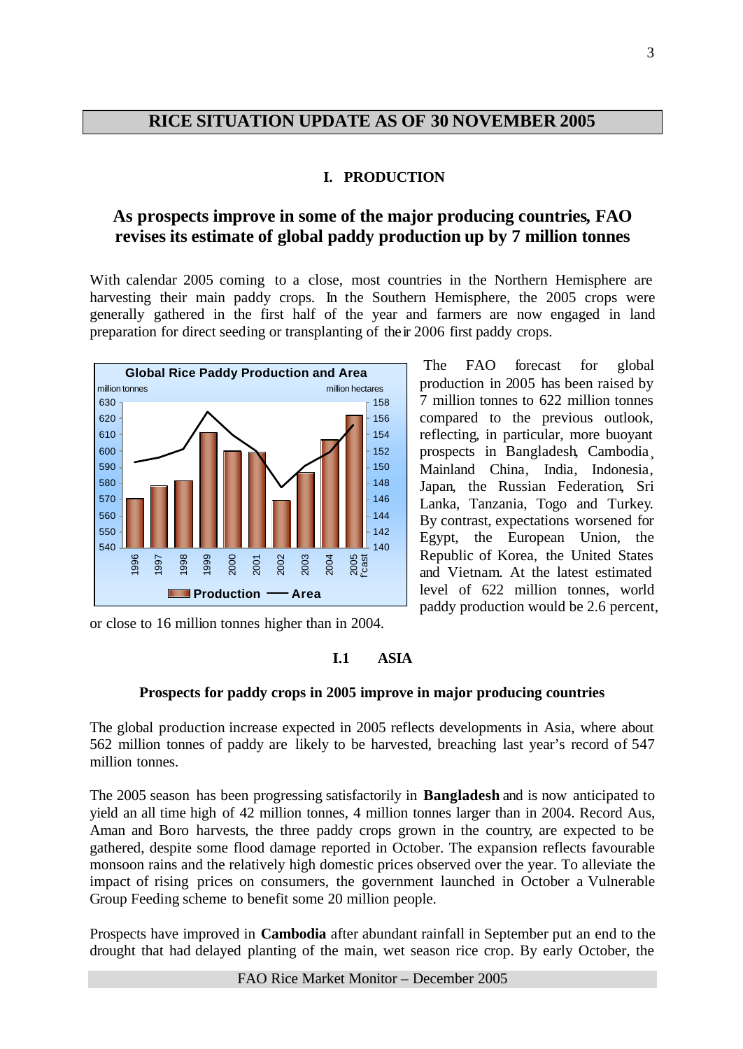## RICE SITUATION UPDATE AS OF 30 NOVEMBER 2005

### I. PRODUCTION

### As prospects improve in some of the major producing countries, FAO revises its estimate of global paddy production up by 7 million tonnes

With calendar 2005 coming to a close, most countries in the Northern Hemisphere are harvesting their main paddy crops. In the Southern Hemisphere, the 2005 crops were generally gathered in the first half of the year and farmers are now engaged in land preparation for direct seeding or transplanting of their 2006 first paddy crops.

**Global Rice Paddy Production and Area**

The FAO forecast for global production in 2005 has been raised by 7 million tonnes to 622 million tonnes compared to the previous outlook, reflecting, in particular, more buoyant prospects in Bangladesh, Cambodia, Mainland China, India, Indonesia, Japan, the Russian Federation, Sri Lanka, Tanzania, Togo and Turkey. By contrast, expectations worsened for Egypt, the European Union, the Republic of Korea, the United States and Vietnam. At the latest estimated level of 622 million tonnes, world paddy production would be 2.6 percent, or close to 16 million tonnes higher than in 2004.

### I.1 ASIA

**Prospects for paddy crops in 2005 improve in major producing countries**

The global production increase expected in 2005 reflects developments in Asia, where about 562 million tonnes of paddy are likely to be harvested, breaching last year's record of 547 million tonnes.

The 2005 season has been progressing satisfactorily in **Bangladesh** and is now anticipated to yield an all time high of 42 million tonnes, 4 million tonnes larger than in 2004. Record Aus, Aman and Boro harvests, the three paddy crops grown in the country, are expected to be gathered, despite some flood damage reported in October. The expansion reflects favourable monsoon rains and the relatively high domestic prices observed over the year. To alleviate the impact of rising prices on consumers, the government launched in October a Vulnerable Group Feeding scheme to benefit some 20 million people.

Prospects have improved in **Cambodia** after abundant rainfall in September put an end to the drought that had delayed planting of the main, wet season rice crop. By early October, the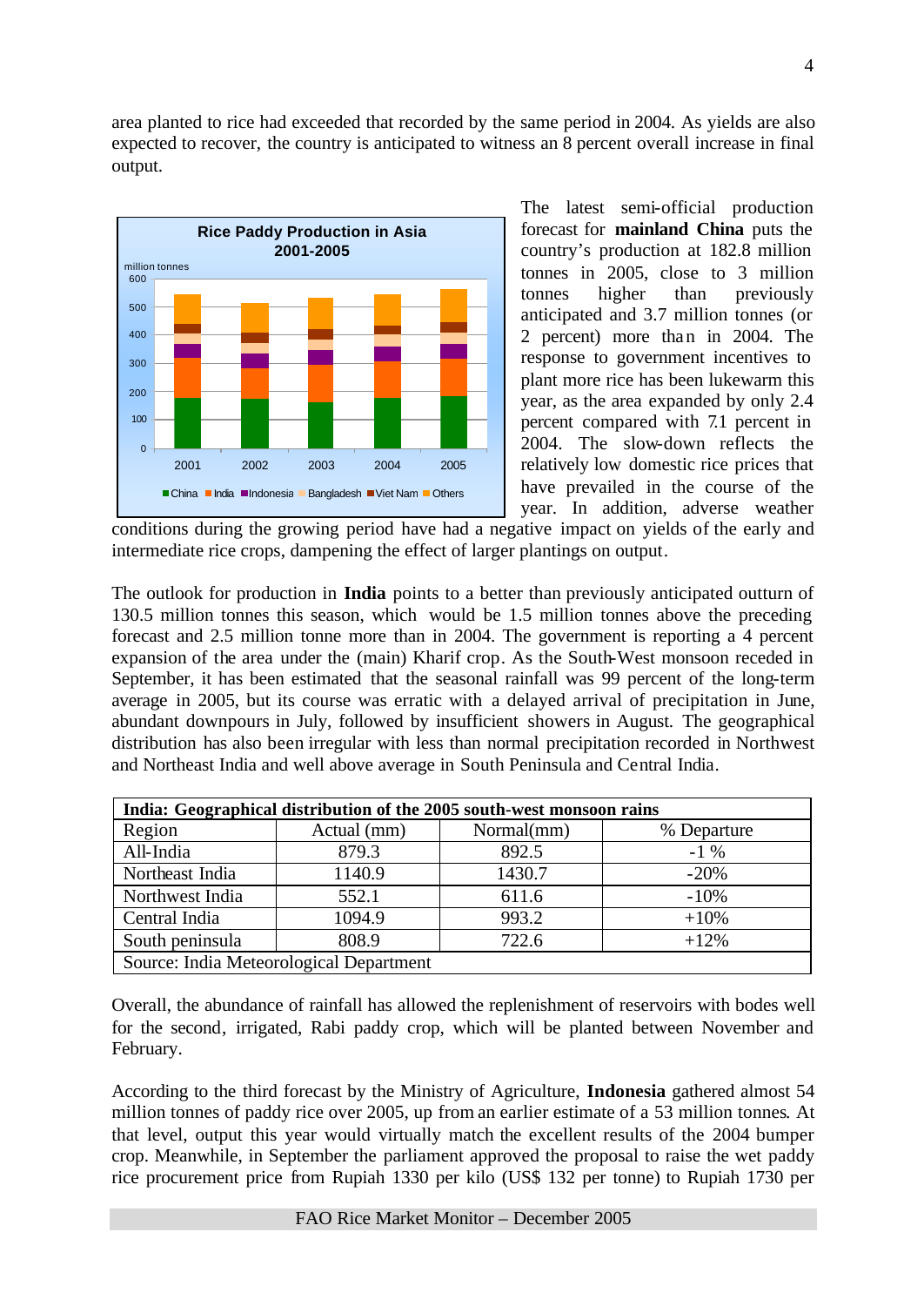area planted to rice had exceeded that recorded by the same period in 2004. As yields are also expected to recover, the country is anticipated to witness an 8 percent overall increase in final output.

The latest semi-official production forecast for **mainland China** puts the country's production at 182.8 million tonnes in 2005, close to 3 million tonnes higher than previously anticipated and 3.7 million tonnes (or 2 percent) more than in 2004. The response to government incentives to plant more rice has been lukewarm this year, as the area expanded by only 2.4 percent compared with 7.1 percent in 2004. The slow-down reflects the relatively low domestic rice prices that have prevailed in the course of the year. In addition, adverse weather conditions during the growing period have had a negative impact on yields of the early and intermediate rice crops, dampening the effect of larger plantings on output.

The outlook for production in **India** points to a better than previously anticipated outturn of 130.5 million tonnes this season, which would be 1.5 million tonnes above the preceding forecast and 2.5 million tonne more than in 2004. The government is reporting a 4 percent expansion of the area under the (main) Kharif crop. As the South-West monsoon receded in September, it has been estimated that the seasonal rainfall was 99 percent of the long-term average in 2005, but its course was erratic with a delayed arrival of precipitation in June, abundant downpours in July, followed by insufficient showers in August. The geographical distribution has also been irregular with less than normal precipitation recorded in Northwest and Northeast India and well above average in South Peninsula and Central India.

| India: Geographical distribution of the 2005 south-west monsoon rains | | | |
|---|---|---|---|
| Region | Actual (mm) | Normal(mm) | % Departure |
| All-India | 879.3 | 892.5 | -1 % |
| Northeast India | 1140.9 | 1430.7 | -20% |
| Northwest India | 552.1 | 611.6 | -10% |
| Central India | 1094.9 | 993.2 | +10% |
| South peninsula | 808.9 | 722.6 | +12% |
| Source: India Meteorological Department | | | |

Overall, the abundance of rainfall has allowed the replenishment of reservoirs with bodes well for the second, irrigated, Rabi paddy crop, which will be planted between November and February.

According to the third forecast by the Ministry of Agriculture, **Indonesia** gathered almost 54 million tonnes of paddy rice over 2005, up from an earlier estimate of a 53 million tonnes. At that level, output this year would virtually match the excellent results of the 2004 bumper crop. Meanwhile, in September the parliament approved the proposal to raise the wet paddy rice procurement price from Rupiah 1330 per kilo (US$ 132 per tonne) to Rupiah 1730 per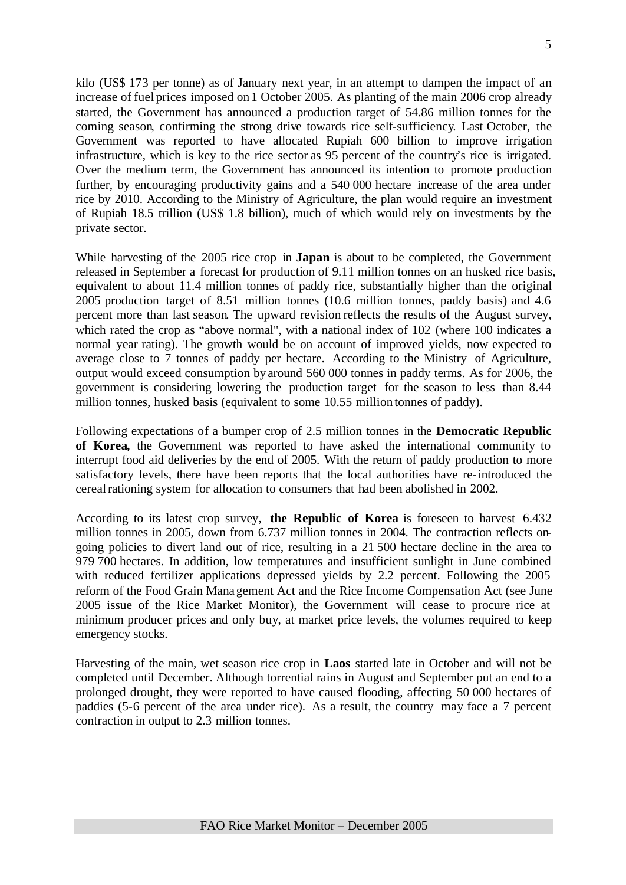kilo (US$ 173 per tonne) as of January next year, in an attempt to dampen the impact of an increase of fuel prices imposed on 1 October 2005. As planting of the main 2006 crop already started, the Government has announced a production target of 54.86 million tonnes for the coming season, confirming the strong drive towards rice self-sufficiency. Last October, the Government was reported to have allocated Rupiah 600 billion to improve irrigation infrastructure, which is key to the rice sector as 95 percent of the country's rice is irrigated. Over the medium term, the Government has announced its intention to promote production further, by encouraging productivity gains and a 540 000 hectare increase of the area under rice by 2010. According to the Ministry of Agriculture, the plan would require an investment of Rupiah 18.5 trillion (US$ 1.8 billion), much of which would rely on investments by the private sector.

While harvesting of the 2005 rice crop in **Japan** is about to be completed, the Government released in September a forecast for production of 9.11 million tonnes on an husked rice basis, equivalent to about 11.4 million tonnes of paddy rice, substantially higher than the original 2005 production target of 8.51 million tonnes (10.6 million tonnes, paddy basis) and 4.6 percent more than last season. The upward revision reflects the results of the August survey, which rated the crop as "above normal", with a national index of 102 (where 100 indicates a normal year rating). The growth would be on account of improved yields, now expected to average close to 7 tonnes of paddy per hectare. According to the Ministry of Agriculture, output would exceed consumption by around 560 000 tonnes in paddy terms. As for 2006, the government is considering lowering the production target for the season to less than 8.44 million tonnes, husked basis (equivalent to some 10.55 million tonnes of paddy).

Following expectations of a bumper crop of 2.5 million tonnes in the **Democratic Republic of Korea,** the Government was reported to have asked the international community to interrupt food aid deliveries by the end of 2005. With the return of paddy production to more satisfactory levels, there have been reports that the local authorities have re-introduced the cereal rationing system for allocation to consumers that had been abolished in 2002.

According to its latest crop survey, **the Republic of Korea** is foreseen to harvest 6.432 million tonnes in 2005, down from 6.737 million tonnes in 2004. The contraction reflects on-going policies to divert land out of rice, resulting in a 21 500 hectare decline in the area to 979 700 hectares. In addition, low temperatures and insufficient sunlight in June combined with reduced fertilizer applications depressed yields by 2.2 percent. Following the 2005 reform of the Food Grain Management Act and the Rice Income Compensation Act (see June 2005 issue of the Rice Market Monitor), the Government will cease to procure rice at minimum producer prices and only buy, at market price levels, the volumes required to keep emergency stocks.

Harvesting of the main, wet season rice crop in **Laos** started late in October and will not be completed until December. Although torrential rains in August and September put an end to a prolonged drought, they were reported to have caused flooding, affecting 50 000 hectares of paddies (5-6 percent of the area under rice). As a result, the country may face a 7 percent contraction in output to 2.3 million tonnes.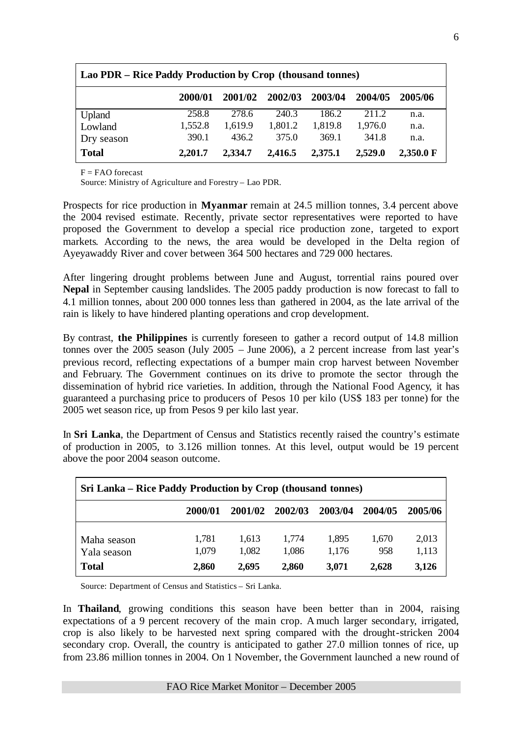| Lao PDR – Rice Paddy Production by Crop (thousand tonnes) | | | | | | |
|---|---|---|---|---|---|---|
| | **2000/01** | **2001/02** | **2002/03** | **2003/04** | **2004/05** | **2005/06** |
| Upland | 258.8 | 278.6 | 240.3 | 186.2 | 211.2 | n.a. |
| Lowland | 1,552.8 | 1,619.9 | 1,801.2 | 1,819.8 | 1,976.0 | n.a. |
| Dry season | 390.1 | 436.2 | 375.0 | 369.1 | 341.8 | n.a. |
| **Total** | **2,201.7** | **2,334.7** | **2,416.5** | **2,375.1** | **2,529.0** | **2,350.0 F** |

F = FAO forecast

Source: Ministry of Agriculture and Forestry – Lao PDR.

Prospects for rice production in **Myanmar** remain at 24.5 million tonnes, 3.4 percent above the 2004 revised estimate. Recently, private sector representatives were reported to have proposed the Government to develop a special rice production zone, targeted to export markets. According to the news, the area would be developed in the Delta region of Ayeyawaddy River and cover between 364 500 hectares and 729 000 hectares.

After lingering drought problems between June and August, torrential rains poured over **Nepal** in September causing landslides. The 2005 paddy production is now forecast to fall to 4.1 million tonnes, about 200 000 tonnes less than gathered in 2004, as the late arrival of the rain is likely to have hindered planting operations and crop development.

By contrast, **the Philippines** is currently foreseen to gather a record output of 14.8 million tonnes over the 2005 season (July 2005 – June 2006), a 2 percent increase from last year's previous record, reflecting expectations of a bumper main crop harvest between November and February. The Government continues on its drive to promote the sector through the dissemination of hybrid rice varieties. In addition, through the National Food Agency, it has guaranteed a purchasing price to producers of Pesos 10 per kilo (US$ 183 per tonne) for the 2005 wet season rice, up from Pesos 9 per kilo last year.

In **Sri Lanka**, the Department of Census and Statistics recently raised the country's estimate of production in 2005, to 3.126 million tonnes. At this level, output would be 19 percent above the poor 2004 season outcome.

| Sri Lanka – Rice Paddy Production by Crop (thousand tonnes) | | | | | | |
|---|---|---|---|---|---|---|
| | **2000/01** | **2001/02** | **2002/03** | **2003/04** | **2004/05** | **2005/06** |
| Maha season | 1,781 | 1,613 | 1,774 | 1,895 | 1,670 | 2,013 |
| Yala season | 1,079 | 1,082 | 1,086 | 1,176 | 958 | 1,113 |
| **Total** | **2,860** | **2,695** | **2,860** | **3,071** | **2,628** | **3,126** |

Source: Department of Census and Statistics – Sri Lanka.

In **Thailand**, growing conditions this season have been better than in 2004, raising expectations of a 9 percent recovery of the main crop. A much larger secondary, irrigated, crop is also likely to be harvested next spring compared with the drought-stricken 2004 secondary crop. Overall, the country is anticipated to gather 27.0 million tonnes of rice, up from 23.86 million tonnes in 2004. On 1 November, the Government launched a new round of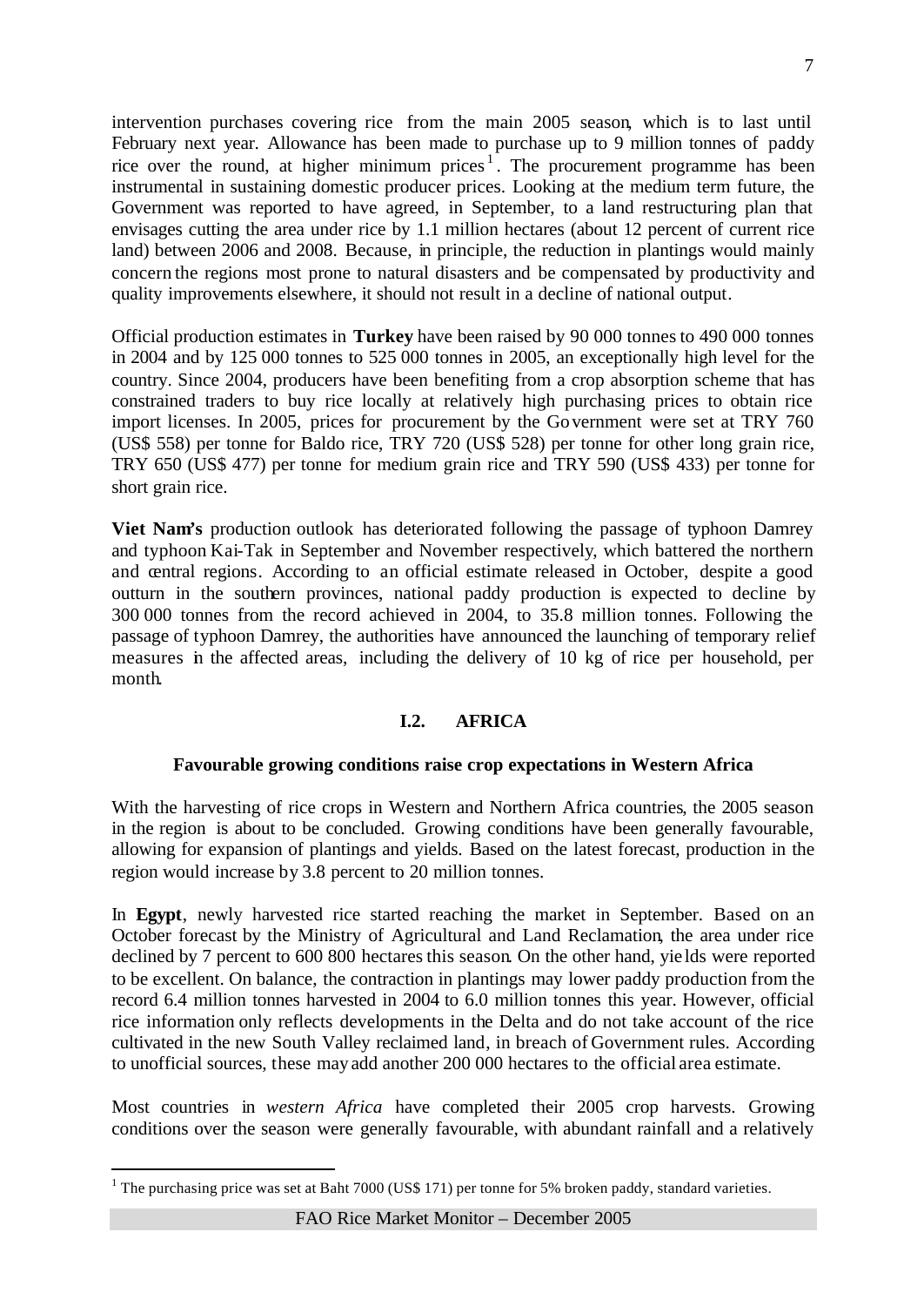intervention purchases covering rice from the main 2005 season, which is to last until February next year. Allowance has been made to purchase up to 9 million tonnes of paddy rice over the round, at higher minimum prices[1]. The procurement programme has been instrumental in sustaining domestic producer prices. Looking at the medium term future, the Government was reported to have agreed, in September, to a land restructuring plan that envisages cutting the area under rice by 1.1 million hectares (about 12 percent of current rice land) between 2006 and 2008. Because, in principle, the reduction in plantings would mainly concern the regions most prone to natural disasters and be compensated by productivity and quality improvements elsewhere, it should not result in a decline of national output.

Official production estimates in **Turkey** have been raised by 90 000 tonnes to 490 000 tonnes in 2004 and by 125 000 tonnes to 525 000 tonnes in 2005, an exceptionally high level for the country. Since 2004, producers have been benefiting from a crop absorption scheme that has constrained traders to buy rice locally at relatively high purchasing prices to obtain rice import licenses. In 2005, prices for procurement by the Government were set at TRY 760 (US$ 558) per tonne for Baldo rice, TRY 720 (US$ 528) per tonne for other long grain rice, TRY 650 (US$ 477) per tonne for medium grain rice and TRY 590 (US$ 433) per tonne for short grain rice.

**Viet Nam's** production outlook has deteriorated following the passage of typhoon Damrey and typhoon Kai-Tak in September and November respectively, which battered the northern and central regions. According to an official estimate released in October, despite a good outturn in the southern provinces, national paddy production is expected to decline by 300 000 tonnes from the record achieved in 2004, to 35.8 million tonnes. Following the passage of typhoon Damrey, the authorities have announced the launching of temporary relief measures in the affected areas, including the delivery of 10 kg of rice per household, per month.

## I.2. AFRICA

### Favourable growing conditions raise crop expectations in Western Africa

With the harvesting of rice crops in Western and Northern Africa countries, the 2005 season in the region is about to be concluded. Growing conditions have been generally favourable, allowing for expansion of plantings and yields. Based on the latest forecast, production in the region would increase by 3.8 percent to 20 million tonnes.

In **Egypt**, newly harvested rice started reaching the market in September. Based on an October forecast by the Ministry of Agricultural and Land Reclamation, the area under rice declined by 7 percent to 600 800 hectares this season. On the other hand, yields were reported to be excellent. On balance, the contraction in plantings may lower paddy production from the record 6.4 million tonnes harvested in 2004 to 6.0 million tonnes this year. However, official rice information only reflects developments in the Delta and do not take account of the rice cultivated in the new South Valley reclaimed land, in breach of Government rules. According to unofficial sources, these may add another 200 000 hectares to the official area estimate.

Most countries in *western Africa* have completed their 2005 crop harvests. Growing conditions over the season were generally favourable, with abundant rainfall and a relatively

---

[1] The purchasing price was set at Baht 7000 (US$ 171) per tonne for 5% broken paddy, standard varieties.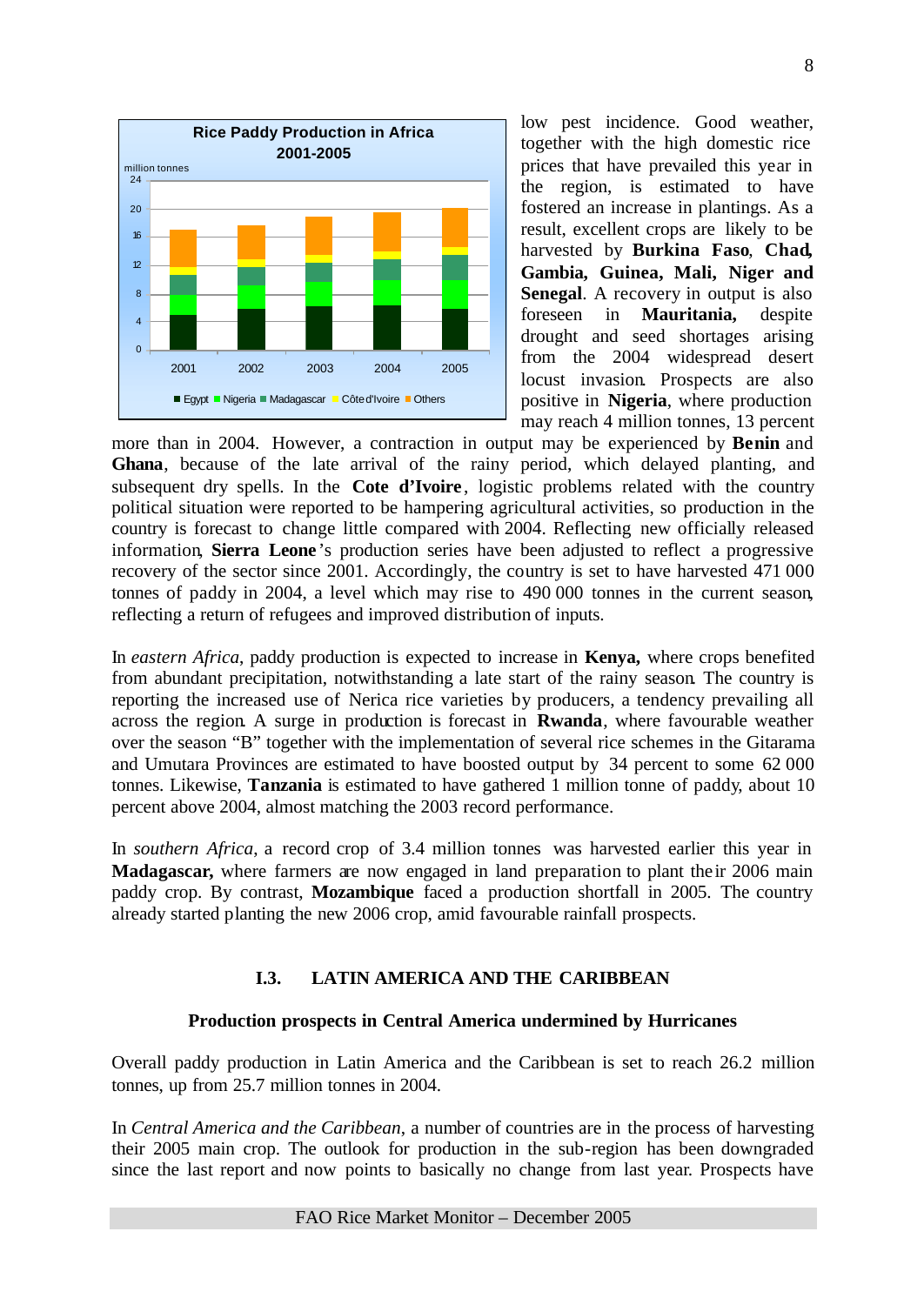low pest incidence. Good weather, together with the high domestic rice prices that have prevailed this year in the region, is estimated to have fostered an increase in plantings. As a result, excellent crops are likely to be harvested by **Burkina Faso**, **Chad**, **Gambia, Guinea, Mali, Niger and Senegal**. A recovery in output is also foreseen in **Mauritania,** despite drought and seed shortages arising from the 2004 widespread desert locust invasion. Prospects are also positive in **Nigeria**, where production may reach 4 million tonnes, 13 percent more than in 2004. However, a contraction in output may be experienced by **Benin** and **Ghana**, because of the late arrival of the rainy period, which delayed planting, and subsequent dry spells. In the **Cote d'Ivoire**, logistic problems related with the country political situation were reported to be hampering agricultural activities, so production in the country is forecast to change little compared with 2004. Reflecting new officially released information, **Sierra Leone**'s production series have been adjusted to reflect a progressive recovery of the sector since 2001. Accordingly, the country is set to have harvested 471 000 tonnes of paddy in 2004, a level which may rise to 490 000 tonnes in the current season, reflecting a return of refugees and improved distribution of inputs.

In *eastern Africa*, paddy production is expected to increase in **Kenya,** where crops benefited from abundant precipitation, notwithstanding a late start of the rainy season. The country is reporting the increased use of Nerica rice varieties by producers, a tendency prevailing all across the region. A surge in production is forecast in **Rwanda**, where favourable weather over the season "B" together with the implementation of several rice schemes in the Gitarama and Umutara Provinces are estimated to have boosted output by 34 percent to some 62 000 tonnes. Likewise, **Tanzania** is estimated to have gathered 1 million tonne of paddy, about 10 percent above 2004, almost matching the 2003 record performance.

In *southern Africa*, a record crop of 3.4 million tonnes was harvested earlier this year in **Madagascar,** where farmers are now engaged in land preparation to plant their 2006 main paddy crop. By contrast, **Mozambique** faced a production shortfall in 2005. The country already started planting the new 2006 crop, amid favourable rainfall prospects.

## I.3. LATIN AMERICA AND THE CARIBBEAN

### Production prospects in Central America undermined by Hurricanes

Overall paddy production in Latin America and the Caribbean is set to reach 26.2 million tonnes, up from 25.7 million tonnes in 2004.

In *Central America and the Caribbean*, a number of countries are in the process of harvesting their 2005 main crop. The outlook for production in the sub-region has been downgraded since the last report and now points to basically no change from last year. Prospects have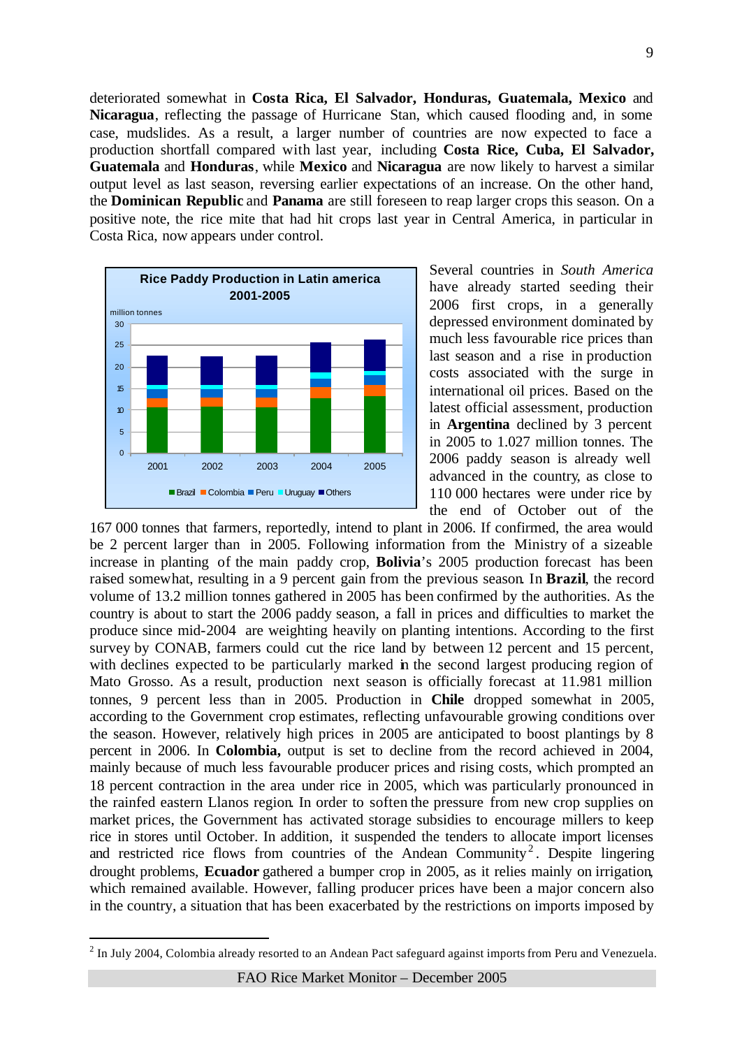deteriorated somewhat in **Costa Rica, El Salvador, Honduras, Guatemala, Mexico** and **Nicaragua**, reflecting the passage of Hurricane Stan, which caused flooding and, in some case, mudslides. As a result, a larger number of countries are now expected to face a production shortfall compared with last year, including **Costa Rice, Cuba, El Salvador, Guatemala** and **Honduras**, while **Mexico** and **Nicaragua** are now likely to harvest a similar output level as last season, reversing earlier expectations of an increase. On the other hand, the **Dominican Republic** and **Panama** are still foreseen to reap larger crops this season. On a positive note, the rice mite that had hit crops last year in Central America, in particular in Costa Rica, now appears under control.

Several countries in *South America* have already started seeding their 2006 first crops, in a generally depressed environment dominated by much less favourable rice prices than last season and a rise in production costs associated with the surge in international oil prices. Based on the latest official assessment, production in **Argentina** declined by 3 percent in 2005 to 1.027 million tonnes. The 2006 paddy season is already well advanced in the country, as close to 110 000 hectares were under rice by the end of October out of the 167 000 tonnes that farmers, reportedly, intend to plant in 2006. If confirmed, the area would be 2 percent larger than in 2005. Following information from the Ministry of a sizeable increase in planting of the main paddy crop, **Bolivia**'s 2005 production forecast has been raised somewhat, resulting in a 9 percent gain from the previous season. In **Brazil**, the record volume of 13.2 million tonnes gathered in 2005 has been confirmed by the authorities. As the country is about to start the 2006 paddy season, a fall in prices and difficulties to market the produce since mid-2004 are weighting heavily on planting intentions. According to the first survey by CONAB, farmers could cut the rice land by between 12 percent and 15 percent, with declines expected to be particularly marked in the second largest producing region of Mato Grosso. As a result, production next season is officially forecast at 11.981 million tonnes, 9 percent less than in 2005. Production in **Chile** dropped somewhat in 2005, according to the Government crop estimates, reflecting unfavourable growing conditions over the season. However, relatively high prices in 2005 are anticipated to boost plantings by 8 percent in 2006. In **Colombia,** output is set to decline from the record achieved in 2004, mainly because of much less favourable producer prices and rising costs, which prompted an 18 percent contraction in the area under rice in 2005, which was particularly pronounced in the rainfed eastern Llanos region. In order to soften the pressure from new crop supplies on market prices, the Government has activated storage subsidies to encourage millers to keep rice in stores until October. In addition, it suspended the tenders to allocate import licenses and restricted rice flows from countries of the Andean Community[2]. Despite lingering drought problems, **Ecuador** gathered a bumper crop in 2005, as it relies mainly on irrigation, which remained available. However, falling producer prices have been a major concern also in the country, a situation that has been exacerbated by the restrictions on imports imposed by

---

[2] In July 2004, Colombia already resorted to an Andean Pact safeguard against imports from Peru and Venezuela.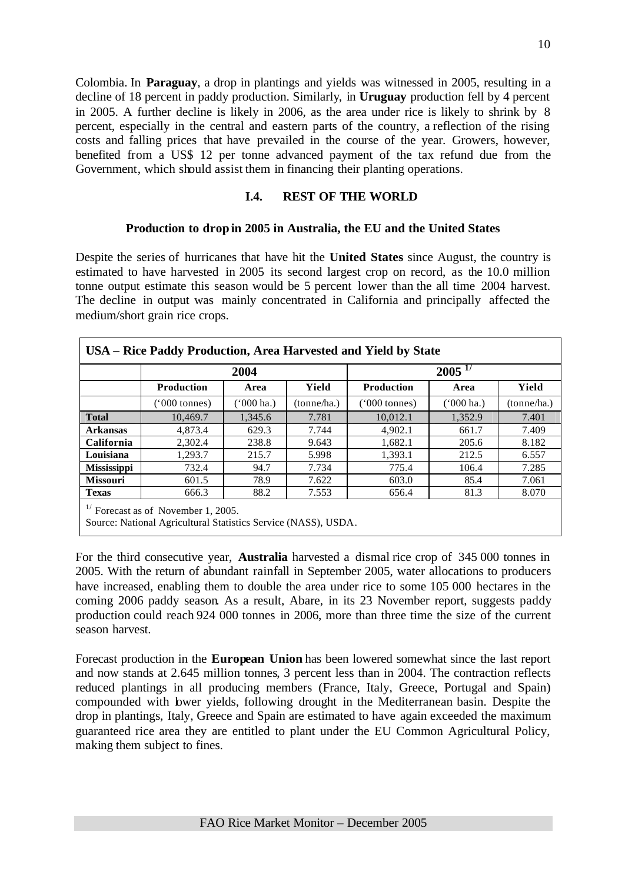Colombia. In **Paraguay**, a drop in plantings and yields was witnessed in 2005, resulting in a decline of 18 percent in paddy production. Similarly, in **Uruguay** production fell by 4 percent in 2005. A further decline is likely in 2006, as the area under rice is likely to shrink by 8 percent, especially in the central and eastern parts of the country, a reflection of the rising costs and falling prices that have prevailed in the course of the year. Growers, however, benefited from a US$ 12 per tonne advanced payment of the tax refund due from the Government, which should assist them in financing their planting operations.

## I.4. REST OF THE WORLD

### Production to drop in 2005 in Australia, the EU and the United States

Despite the series of hurricanes that have hit the **United States** since August, the country is estimated to have harvested in 2005 its second largest crop on record, as the 10.0 million tonne output estimate this season would be 5 percent lower than the all time 2004 harvest. The decline in output was mainly concentrated in California and principally affected the medium/short grain rice crops.

**USA – Rice Paddy Production, Area Harvested and Yield by State**

| | 2004 | | | 2005 [1/] | | |
|---|---|---|---|---|---|---|
| | **Production** | **Area** | **Yield** | **Production** | **Area** | **Yield** |
| | ('000 tonnes) | ('000 ha.) | (tonne/ha.) | ('000 tonnes) | ('000 ha.) | (tonne/ha.) |
| **Total** | 10,469.7 | 1,345.6 | 7.781 | 10,012.1 | 1,352.9 | 7.401 |
| **Arkansas** | 4,873.4 | 629.3 | 7.744 | 4,902.1 | 661.7 | 7.409 |
| **California** | 2,302.4 | 238.8 | 9.643 | 1,682.1 | 205.6 | 8.182 |
| **Louisiana** | 1,293.7 | 215.7 | 5.998 | 1,393.1 | 212.5 | 6.557 |
| **Mississippi** | 732.4 | 94.7 | 7.734 | 775.4 | 106.4 | 7.285 |
| **Missouri** | 601.5 | 78.9 | 7.622 | 603.0 | 85.4 | 7.061 |
| **Texas** | 666.3 | 88.2 | 7.553 | 656.4 | 81.3 | 8.070 |

[1/] Forecast as of November 1, 2005.
Source: National Agricultural Statistics Service (NASS), USDA.

For the third consecutive year, **Australia** harvested a dismal rice crop of 345 000 tonnes in 2005. With the return of abundant rainfall in September 2005, water allocations to producers have increased, enabling them to double the area under rice to some 105 000 hectares in the coming 2006 paddy season. As a result, Abare, in its 23 November report, suggests paddy production could reach 924 000 tonnes in 2006, more than three time the size of the current season harvest.

Forecast production in the **European Union** has been lowered somewhat since the last report and now stands at 2.645 million tonnes, 3 percent less than in 2004. The contraction reflects reduced plantings in all producing members (France, Italy, Greece, Portugal and Spain) compounded with lower yields, following drought in the Mediterranean basin. Despite the drop in plantings, Italy, Greece and Spain are estimated to have again exceeded the maximum guaranteed rice area they are entitled to plant under the EU Common Agricultural Policy, making them subject to fines.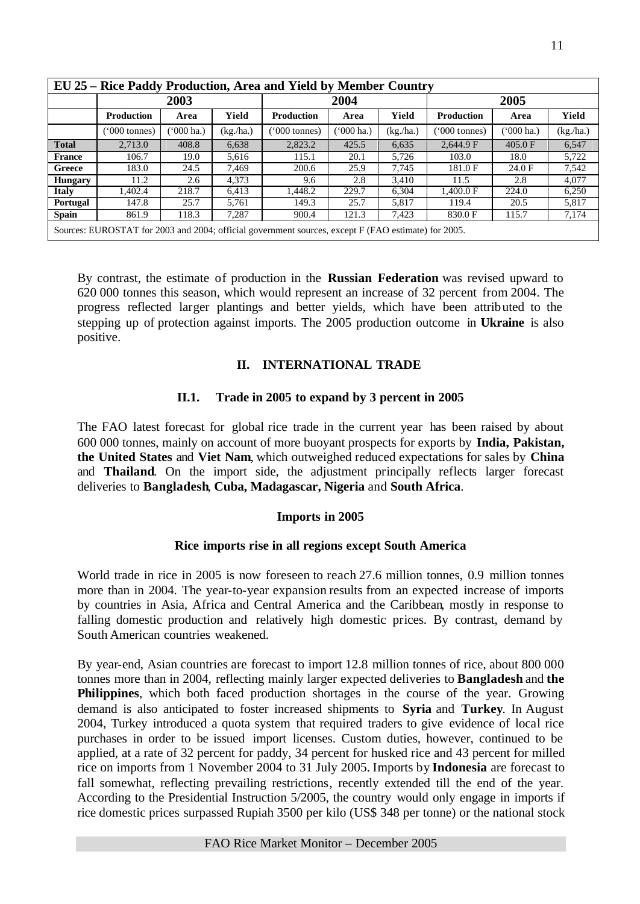| EU 25 – Rice Paddy Production, Area and Yield by Member Country | | | | | | | | | |
|---|---|---|---|---|---|---|---|---|---|
| | 2003 | | | 2004 | | | 2005 | | |
| | Production | Area | Yield | Production | Area | Yield | Production | Area | Yield |
| | ('000 tonnes) | ('000 ha.) | (kg./ha.) | ('000 tonnes) | ('000 ha.) | (kg./ha.) | ('000 tonnes) | ('000 ha.) | (kg./ha.) |
| **Total** | 2,713.0 | 408.8 | 6,638 | 2,823.2 | 425.5 | 6,635 | 2,644.9 F | 405.0 F | 6,547 |
| **France** | 106.7 | 19.0 | 5,616 | 115.1 | 20.1 | 5,726 | 103.0 | 18.0 | 5,722 |
| **Greece** | 183.0 | 24.5 | 7,469 | 200.6 | 25.9 | 7,745 | 181.0 F | 24.0 F | 7,542 |
| **Hungary** | 11.2 | 2.6 | 4,373 | 9.6 | 2.8 | 3,410 | 11.5 | 2.8 | 4,077 |
| **Italy** | 1,402.4 | 218.7 | 6,413 | 1,448.2 | 229.7 | 6,304 | 1,400.0 F | 224.0 | 6,250 |
| **Portugal** | 147.8 | 25.7 | 5,761 | 149.3 | 25.7 | 5,817 | 119.4 | 20.5 | 5,817 |
| **Spain** | 861.9 | 118.3 | 7,287 | 900.4 | 121.3 | 7,423 | 830.0 F | 115.7 | 7,174 |

Sources: EUROSTAT for 2003 and 2004; official government sources, except F (FAO estimate) for 2005.

By contrast, the estimate of production in the **Russian Federation** was revised upward to 620 000 tonnes this season, which would represent an increase of 32 percent from 2004. The progress reflected larger plantings and better yields, which have been attributed to the stepping up of protection against imports. The 2005 production outcome in **Ukraine** is also positive.

## II. INTERNATIONAL TRADE

### II.1. Trade in 2005 to expand by 3 percent in 2005

The FAO latest forecast for global rice trade in the current year has been raised by about 600 000 tonnes, mainly on account of more buoyant prospects for exports by **India, Pakistan, the United States** and **Viet Nam**, which outweighed reduced expectations for sales by **China** and **Thailand**. On the import side, the adjustment principally reflects larger forecast deliveries to **Bangladesh**, **Cuba, Madagascar, Nigeria** and **South Africa**.

#### Imports in 2005

#### Rice imports rise in all regions except South America

World trade in rice in 2005 is now foreseen to reach 27.6 million tonnes, 0.9 million tonnes more than in 2004. The year-to-year expansion results from an expected increase of imports by countries in Asia, Africa and Central America and the Caribbean, mostly in response to falling domestic production and relatively high domestic prices. By contrast, demand by South American countries weakened.

By year-end, Asian countries are forecast to import 12.8 million tonnes of rice, about 800 000 tonnes more than in 2004, reflecting mainly larger expected deliveries to **Bangladesh** and **the Philippines**, which both faced production shortages in the course of the year. Growing demand is also anticipated to foster increased shipments to **Syria** and **Turkey**. In August 2004, Turkey introduced a quota system that required traders to give evidence of local rice purchases in order to be issued import licenses. Custom duties, however, continued to be applied, at a rate of 32 percent for paddy, 34 percent for husked rice and 43 percent for milled rice on imports from 1 November 2004 to 31 July 2005. Imports by **Indonesia** are forecast to fall somewhat, reflecting prevailing restrictions, recently extended till the end of the year. According to the Presidential Instruction 5/2005, the country would only engage in imports if rice domestic prices surpassed Rupiah 3500 per kilo (US$ 348 per tonne) or the national stock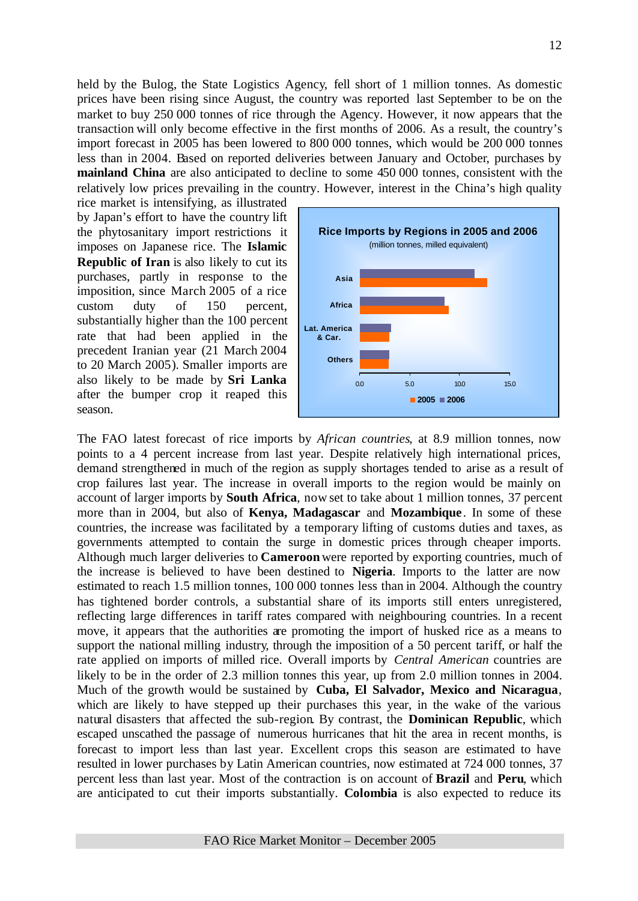held by the Bulog, the State Logistics Agency, fell short of 1 million tonnes. As domestic prices have been rising since August, the country was reported last September to be on the market to buy 250 000 tonnes of rice through the Agency. However, it now appears that the transaction will only become effective in the first months of 2006. As a result, the country's import forecast in 2005 has been lowered to 800 000 tonnes, which would be 200 000 tonnes less than in 2004. Based on reported deliveries between January and October, purchases by **mainland China** are also anticipated to decline to some 450 000 tonnes, consistent with the relatively low prices prevailing in the country. However, interest in the China's high quality rice market is intensifying, as illustrated by Japan's effort to have the country lift the phytosanitary import restrictions it imposes on Japanese rice. The **Islamic Republic of Iran** is also likely to cut its purchases, partly in response to the imposition, since March 2005 of a rice custom duty of 150 percent, substantially higher than the 100 percent rate that had been applied in the precedent Iranian year (21 March 2004 to 20 March 2005). Smaller imports are also likely to be made by **Sri Lanka** after the bumper crop it reaped this season.

**Rice Imports by Regions in 2005 and 2006**
(million tonnes, milled equivalent)

The FAO latest forecast of rice imports by *African countries*, at 8.9 million tonnes, now points to a 4 percent increase from last year. Despite relatively high international prices, demand strengthened in much of the region as supply shortages tended to arise as a result of crop failures last year. The increase in overall imports to the region would be mainly on account of larger imports by **South Africa**, now set to take about 1 million tonnes, 37 percent more than in 2004, but also of **Kenya, Madagascar** and **Mozambique**. In some of these countries, the increase was facilitated by a temporary lifting of customs duties and taxes, as governments attempted to contain the surge in domestic prices through cheaper imports. Although much larger deliveries to **Cameroon** were reported by exporting countries, much of the increase is believed to have been destined to **Nigeria**. Imports to the latter are now estimated to reach 1.5 million tonnes, 100 000 tonnes less than in 2004. Although the country has tightened border controls, a substantial share of its imports still enters unregistered, reflecting large differences in tariff rates compared with neighbouring countries. In a recent move, it appears that the authorities are promoting the import of husked rice as a means to support the national milling industry, through the imposition of a 50 percent tariff, or half the rate applied on imports of milled rice. Overall imports by *Central American* countries are likely to be in the order of 2.3 million tonnes this year, up from 2.0 million tonnes in 2004. Much of the growth would be sustained by **Cuba, El Salvador, Mexico and Nicaragua**, which are likely to have stepped up their purchases this year, in the wake of the various natural disasters that affected the sub-region. By contrast, the **Dominican Republic**, which escaped unscathed the passage of numerous hurricanes that hit the area in recent months, is forecast to import less than last year. Excellent crops this season are estimated to have resulted in lower purchases by Latin American countries, now estimated at 724 000 tonnes, 37 percent less than last year. Most of the contraction is on account of **Brazil** and **Peru**, which are anticipated to cut their imports substantially. **Colombia** is also expected to reduce its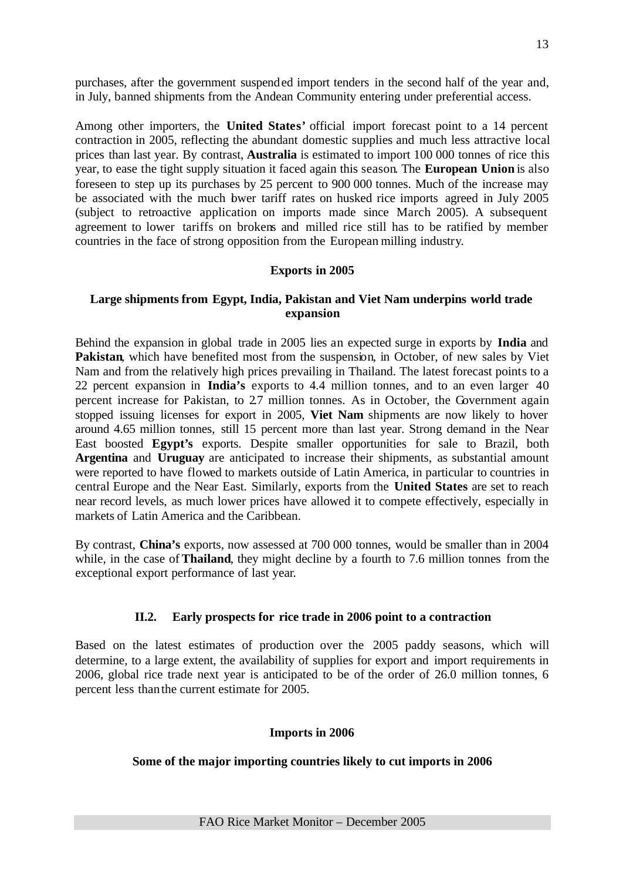purchases, after the government suspended import tenders in the second half of the year and, in July, banned shipments from the Andean Community entering under preferential access.

Among other importers, the **United States'** official import forecast point to a 14 percent contraction in 2005, reflecting the abundant domestic supplies and much less attractive local prices than last year. By contrast, **Australia** is estimated to import 100 000 tonnes of rice this year, to ease the tight supply situation it faced again this season. The **European Union** is also foreseen to step up its purchases by 25 percent to 900 000 tonnes. Much of the increase may be associated with the much lower tariff rates on husked rice imports agreed in July 2005 (subject to retroactive application on imports made since March 2005). A subsequent agreement to lower tariffs on brokens and milled rice still has to be ratified by member countries in the face of strong opposition from the European milling industry.

### Exports in 2005

#### Large shipments from Egypt, India, Pakistan and Viet Nam underpins world trade expansion

Behind the expansion in global trade in 2005 lies an expected surge in exports by **India** and **Pakistan**, which have benefited most from the suspension, in October, of new sales by Viet Nam and from the relatively high prices prevailing in Thailand. The latest forecast points to a 22 percent expansion in **India's** exports to 4.4 million tonnes, and to an even larger 40 percent increase for Pakistan, to 2.7 million tonnes. As in October, the Government again stopped issuing licenses for export in 2005, **Viet Nam** shipments are now likely to hover around 4.65 million tonnes, still 15 percent more than last year. Strong demand in the Near East boosted **Egypt's** exports. Despite smaller opportunities for sale to Brazil, both **Argentina** and **Uruguay** are anticipated to increase their shipments, as substantial amount were reported to have flowed to markets outside of Latin America, in particular to countries in central Europe and the Near East. Similarly, exports from the **United States** are set to reach near record levels, as much lower prices have allowed it to compete effectively, especially in markets of Latin America and the Caribbean.

By contrast, **China's** exports, now assessed at 700 000 tonnes, would be smaller than in 2004 while, in the case of **Thailand**, they might decline by a fourth to 7.6 million tonnes from the exceptional export performance of last year.

## II.2. Early prospects for rice trade in 2006 point to a contraction

Based on the latest estimates of production over the 2005 paddy seasons, which will determine, to a large extent, the availability of supplies for export and import requirements in 2006, global rice trade next year is anticipated to be of the order of 26.0 million tonnes, 6 percent less than the current estimate for 2005.

### Imports in 2006

#### Some of the major importing countries likely to cut imports in 2006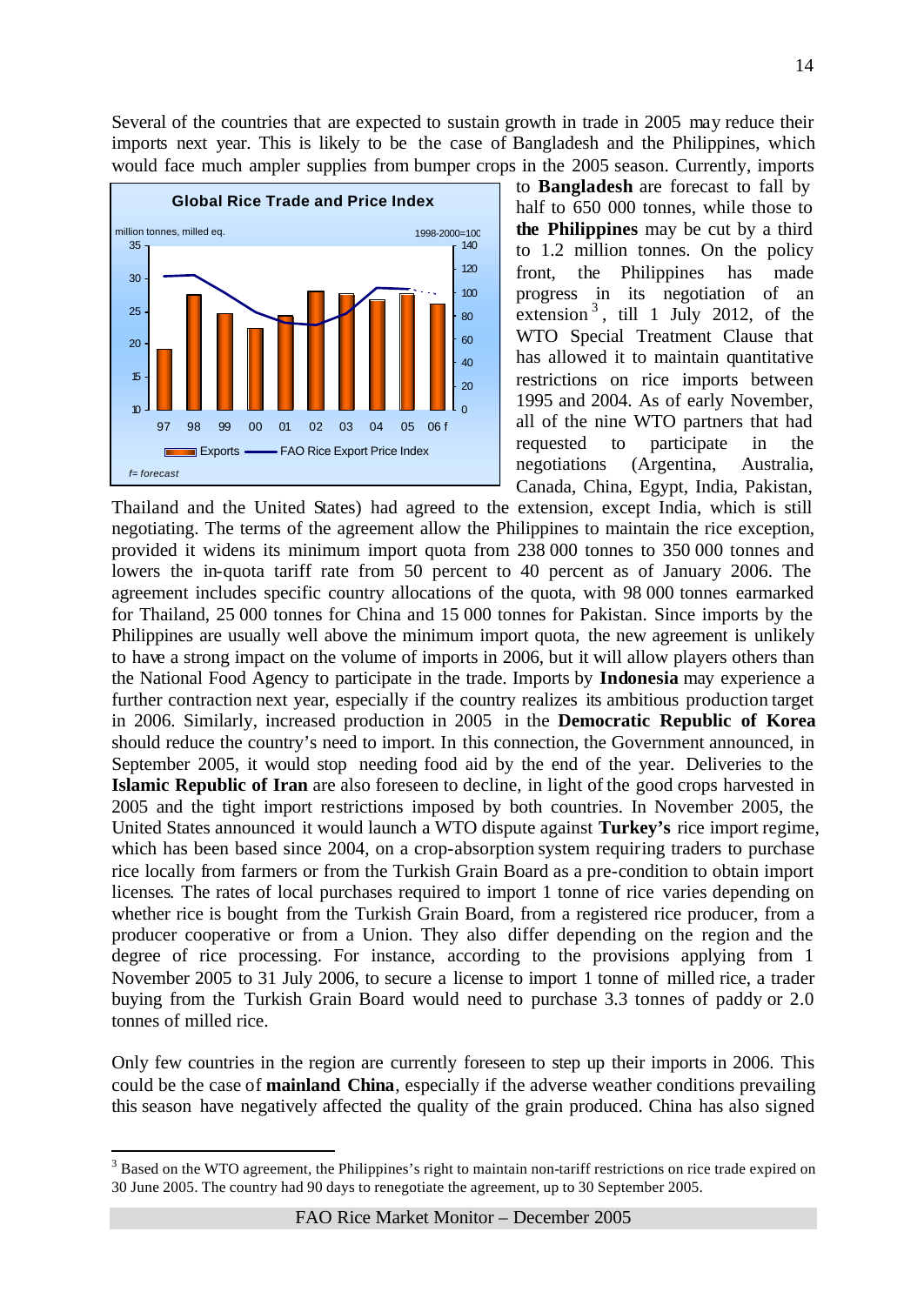Several of the countries that are expected to sustain growth in trade in 2005 may reduce their imports next year. This is likely to be the case of Bangladesh and the Philippines, which would face much ampler supplies from bumper crops in the 2005 season. Currently, imports to **Bangladesh** are forecast to fall by half to 650 000 tonnes, while those to **the Philippines** may be cut by a third to 1.2 million tonnes. On the policy front, the Philippines has made progress in its negotiation of an extension[3], till 1 July 2012, of the WTO Special Treatment Clause that has allowed it to maintain quantitative restrictions on rice imports between 1995 and 2004. As of early November, all of the nine WTO partners that had requested to participate in the negotiations (Argentina, Australia, Canada, China, Egypt, India, Pakistan, Thailand and the United States) had agreed to the extension, except India, which is still negotiating. The terms of the agreement allow the Philippines to maintain the rice exception, provided it widens its minimum import quota from 238 000 tonnes to 350 000 tonnes and lowers the in-quota tariff rate from 50 percent to 40 percent as of January 2006. The agreement includes specific country allocations of the quota, with 98 000 tonnes earmarked for Thailand, 25 000 tonnes for China and 15 000 tonnes for Pakistan. Since imports by the Philippines are usually well above the minimum import quota, the new agreement is unlikely to have a strong impact on the volume of imports in 2006, but it will allow players others than the National Food Agency to participate in the trade. Imports by **Indonesia** may experience a further contraction next year, especially if the country realizes its ambitious production target in 2006. Similarly, increased production in 2005 in the **Democratic Republic of Korea** should reduce the country's need to import. In this connection, the Government announced, in September 2005, it would stop needing food aid by the end of the year. Deliveries to the **Islamic Republic of Iran** are also foreseen to decline, in light of the good crops harvested in 2005 and the tight import restrictions imposed by both countries. In November 2005, the United States announced it would launch a WTO dispute against **Turkey's** rice import regime, which has been based since 2004, on a crop-absorption system requiring traders to purchase rice locally from farmers or from the Turkish Grain Board as a pre-condition to obtain import licenses. The rates of local purchases required to import 1 tonne of rice varies depending on whether rice is bought from the Turkish Grain Board, from a registered rice producer, from a producer cooperative or from a Union. They also differ depending on the region and the degree of rice processing. For instance, according to the provisions applying from 1 November 2005 to 31 July 2006, to secure a license to import 1 tonne of milled rice, a trader buying from the Turkish Grain Board would need to purchase 3.3 tonnes of paddy or 2.0 tonnes of milled rice.

**Global Rice Trade and Price Index**

million tonnes, milled eq. — 1998-2000=100

Exports — FAO Rice Export Price Index

*f= forecast*

Only few countries in the region are currently foreseen to step up their imports in 2006. This could be the case of **mainland China**, especially if the adverse weather conditions prevailing this season have negatively affected the quality of the grain produced. China has also signed

---

[3] Based on the WTO agreement, the Philippines's right to maintain non-tariff restrictions on rice trade expired on 30 June 2005. The country had 90 days to renegotiate the agreement, up to 30 September 2005.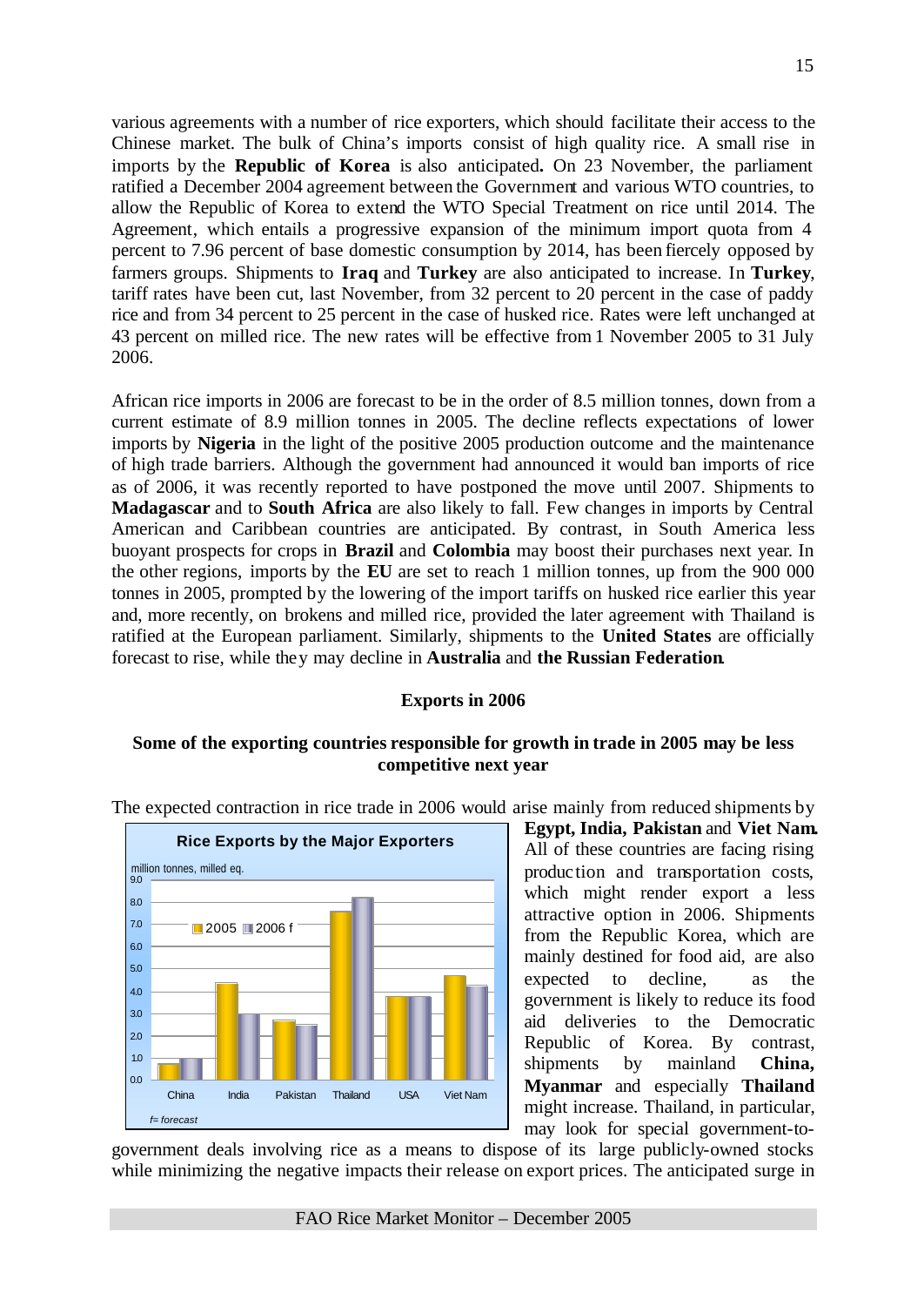various agreements with a number of rice exporters, which should facilitate their access to the Chinese market. The bulk of China's imports consist of high quality rice. A small rise in imports by the **Republic of Korea** is also anticipated**.** On 23 November, the parliament ratified a December 2004 agreement between the Government and various WTO countries, to allow the Republic of Korea to extend the WTO Special Treatment on rice until 2014. The Agreement, which entails a progressive expansion of the minimum import quota from 4 percent to 7.96 percent of base domestic consumption by 2014, has been fiercely opposed by farmers groups. Shipments to **Iraq** and **Turkey** are also anticipated to increase. In **Turkey**, tariff rates have been cut, last November, from 32 percent to 20 percent in the case of paddy rice and from 34 percent to 25 percent in the case of husked rice. Rates were left unchanged at 43 percent on milled rice. The new rates will be effective from 1 November 2005 to 31 July 2006.

African rice imports in 2006 are forecast to be in the order of 8.5 million tonnes, down from a current estimate of 8.9 million tonnes in 2005. The decline reflects expectations of lower imports by **Nigeria** in the light of the positive 2005 production outcome and the maintenance of high trade barriers. Although the government had announced it would ban imports of rice as of 2006, it was recently reported to have postponed the move until 2007. Shipments to **Madagascar** and to **South Africa** are also likely to fall. Few changes in imports by Central American and Caribbean countries are anticipated. By contrast, in South America less buoyant prospects for crops in **Brazil** and **Colombia** may boost their purchases next year. In the other regions, imports by the **EU** are set to reach 1 million tonnes, up from the 900 000 tonnes in 2005, prompted by the lowering of the import tariffs on husked rice earlier this year and, more recently, on brokens and milled rice, provided the later agreement with Thailand is ratified at the European parliament. Similarly, shipments to the **United States** are officially forecast to rise, while they may decline in **Australia** and **the Russian Federation**.

## Exports in 2006

### Some of the exporting countries responsible for growth in trade in 2005 may be less competitive next year

The expected contraction in rice trade in 2006 would arise mainly from reduced shipments by **Egypt, India, Pakistan** and **Viet Nam.** All of these countries are facing rising production and transportation costs, which might render export a less attractive option in 2006. Shipments from the Republic Korea, which are mainly destined for food aid, are also expected to decline, as the government is likely to reduce its food aid deliveries to the Democratic Republic of Korea. By contrast, shipments by mainland **China, Myanmar** and especially **Thailand** might increase. Thailand, in particular, may look for special government-to-government deals involving rice as a means to dispose of its large publicly-owned stocks while minimizing the negative impacts their release on export prices. The anticipated surge in

**Rice Exports by the Major Exporters**

million tonnes, milled eq.

| | 2005 | 2006 f |
|---|---|---|
| China | 0.7 | 1.0 |
| India | 4.4 | 3.0 |
| Pakistan | 2.7 | 2.5 |
| Thailand | 7.6 | 8.2 |
| USA | 3.8 | 3.8 |
| Viet Nam | 4.7 | 4.3 |

*f= forecast*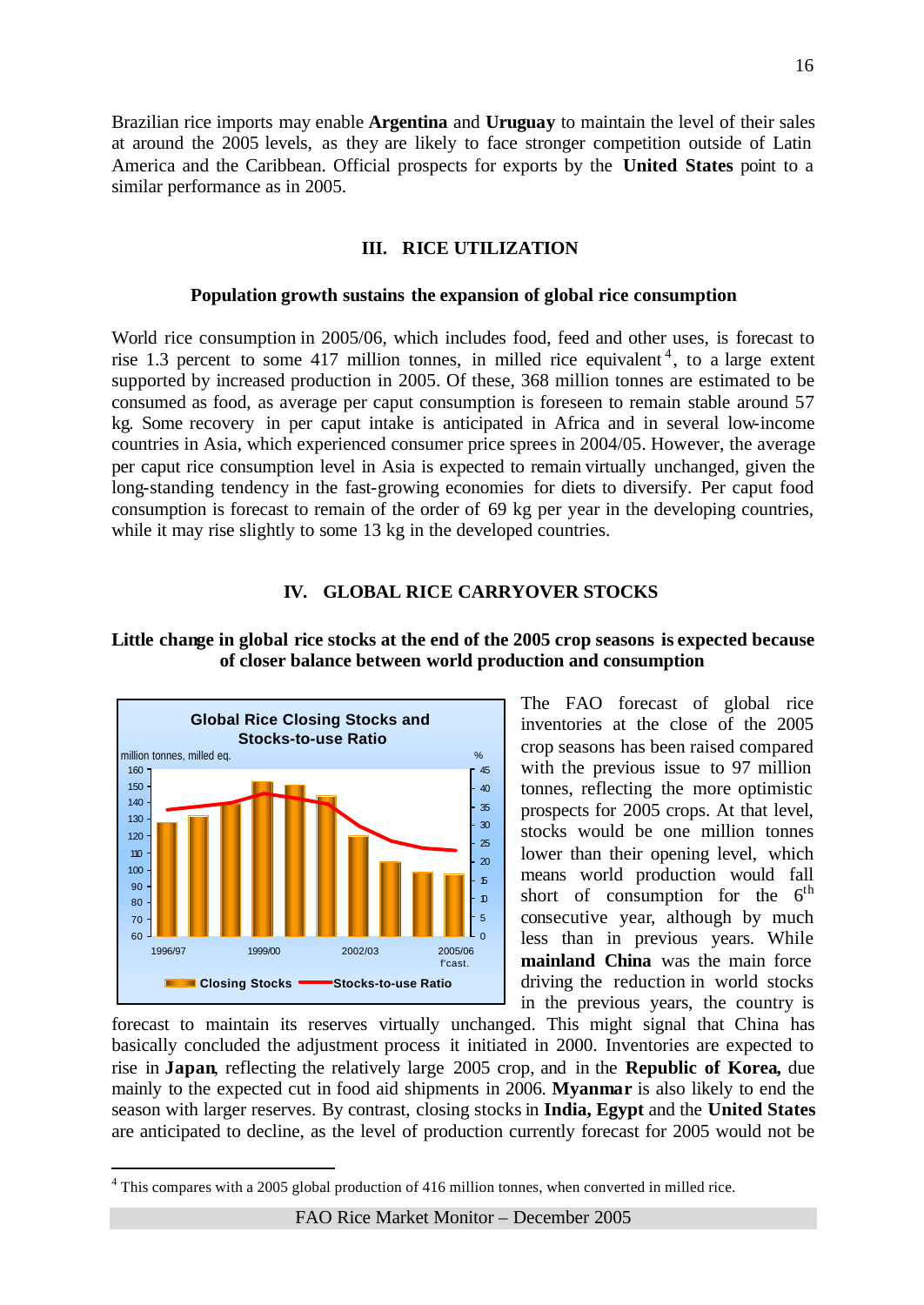Brazilian rice imports may enable **Argentina** and **Uruguay** to maintain the level of their sales at around the 2005 levels, as they are likely to face stronger competition outside of Latin America and the Caribbean. Official prospects for exports by the **United States** point to a similar performance as in 2005.

## III. RICE UTILIZATION

### Population growth sustains the expansion of global rice consumption

World rice consumption in 2005/06, which includes food, feed and other uses, is forecast to rise 1.3 percent to some 417 million tonnes, in milled rice equivalent[4], to a large extent supported by increased production in 2005. Of these, 368 million tonnes are estimated to be consumed as food, as average per caput consumption is foreseen to remain stable around 57 kg. Some recovery in per caput intake is anticipated in Africa and in several low-income countries in Asia, which experienced consumer price sprees in 2004/05. However, the average per caput rice consumption level in Asia is expected to remain virtually unchanged, given the long-standing tendency in the fast-growing economies for diets to diversify. Per caput food consumption is forecast to remain of the order of 69 kg per year in the developing countries, while it may rise slightly to some 13 kg in the developed countries.

## IV. GLOBAL RICE CARRYOVER STOCKS

### Little change in global rice stocks at the end of the 2005 crop seasons is expected because of closer balance between world production and consumption

The FAO forecast of global rice inventories at the close of the 2005 crop seasons has been raised compared with the previous issue to 97 million tonnes, reflecting the more optimistic prospects for 2005 crops. At that level, stocks would be one million tonnes lower than their opening level, which means world production would fall short of consumption for the 6th consecutive year, although by much less than in previous years. While **mainland China** was the main force driving the reduction in world stocks in the previous years, the country is forecast to maintain its reserves virtually unchanged. This might signal that China has basically concluded the adjustment process it initiated in 2000. Inventories are expected to rise in **Japan**, reflecting the relatively large 2005 crop, and in the **Republic of Korea,** due mainly to the expected cut in food aid shipments in 2006. **Myanmar** is also likely to end the season with larger reserves. By contrast, closing stocks in **India, Egypt** and the **United States** are anticipated to decline, as the level of production currently forecast for 2005 would not be

---

[4] This compares with a 2005 global production of 416 million tonnes, when converted in milled rice.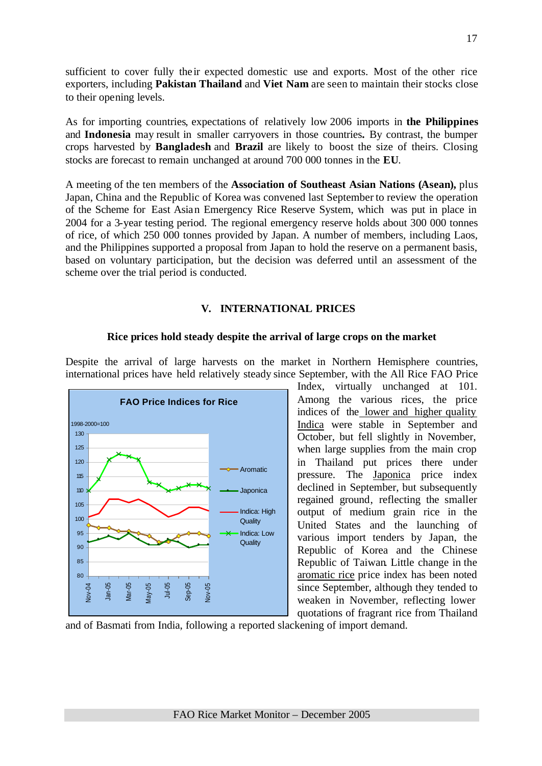sufficient to cover fully their expected domestic use and exports. Most of the other rice exporters, including **Pakistan Thailand** and **Viet Nam** are seen to maintain their stocks close to their opening levels.

As for importing countries, expectations of relatively low 2006 imports in **the Philippines** and **Indonesia** may result in smaller carryovers in those countries**.** By contrast, the bumper crops harvested by **Bangladesh** and **Brazil** are likely to boost the size of theirs. Closing stocks are forecast to remain unchanged at around 700 000 tonnes in the **EU**.

A meeting of the ten members of the **Association of Southeast Asian Nations (Asean),** plus Japan, China and the Republic of Korea was convened last September to review the operation of the Scheme for East Asian Emergency Rice Reserve System, which was put in place in 2004 for a 3-year testing period. The regional emergency reserve holds about 300 000 tonnes of rice, of which 250 000 tonnes provided by Japan. A number of members, including Laos, and the Philippines supported a proposal from Japan to hold the reserve on a permanent basis, based on voluntary participation, but the decision was deferred until an assessment of the scheme over the trial period is conducted.

## V. INTERNATIONAL PRICES

### Rice prices hold steady despite the arrival of large crops on the market

Despite the arrival of large harvests on the market in Northern Hemisphere countries, international prices have held relatively steady since September, with the All Rice FAO Price Index, virtually unchanged at 101. Among the various rices, the price indices of the lower and higher quality Indica were stable in September and October, but fell slightly in November, when large supplies from the main crop in Thailand put prices there under pressure. The Japonica price index declined in September, but subsequently regained ground, reflecting the smaller output of medium grain rice in the United States and the launching of various import tenders by Japan, the Republic of Korea and the Chinese Republic of Taiwan. Little change in the aromatic rice price index has been noted since September, although they tended to weaken in November, reflecting lower quotations of fragrant rice from Thailand and of Basmati from India, following a reported slackening of import demand.

**FAO Price Indices for Rice**

1998-2000=100

(Chart series: Aromatic; Japonica; Indica: High Quality; Indica: Low Quality — Nov-04 to Nov-05)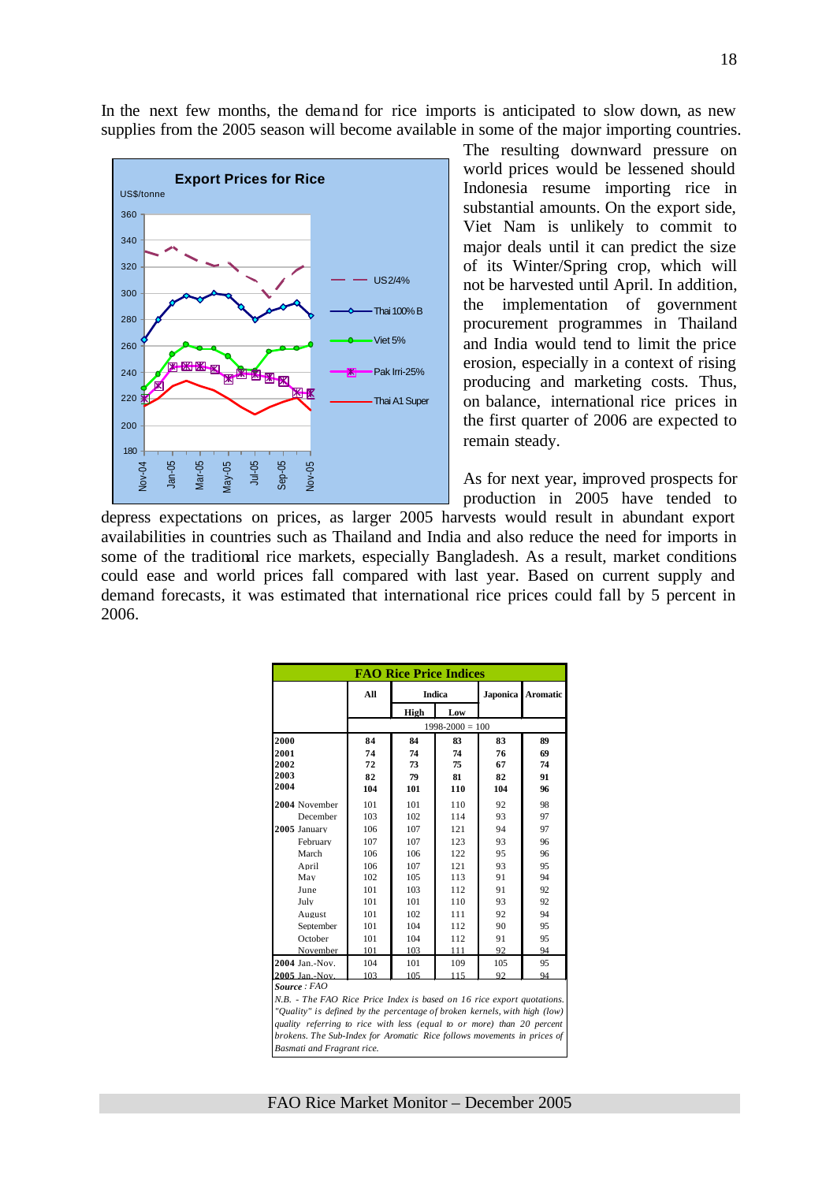In the next few months, the demand for rice imports is anticipated to slow down, as new supplies from the 2005 season will become available in some of the major importing countries. The resulting downward pressure on world prices would be lessened should Indonesia resume importing rice in substantial amounts. On the export side, Viet Nam is unlikely to commit to major deals until it can predict the size of its Winter/Spring crop, which will not be harvested until April. In addition, the implementation of government procurement programmes in Thailand and India would tend to limit the price erosion, especially in a context of rising producing and marketing costs. Thus, on balance, international rice prices in the first quarter of 2006 are expected to remain steady.

As for next year, improved prospects for production in 2005 have tended to depress expectations on prices, as larger 2005 harvests would result in abundant export availabilities in countries such as Thailand and India and also reduce the need for imports in some of the traditional rice markets, especially Bangladesh. As a result, market conditions could ease and world prices fall compared with last year. Based on current supply and demand forecasts, it was estimated that international rice prices could fall by 5 percent in 2006.

**FAO Rice Price Indices**

| | All | Indica | | Japonica | Aromatic |
|---|---|---|---|---|---|
| | | High | Low | | |
| | 1998-2000 = 100 | | | | |
| **2000** | **84** | **84** | **83** | **83** | **89** |
| **2001** | **74** | **74** | **74** | **76** | **69** |
| **2002** | **72** | **73** | **75** | **67** | **74** |
| **2003** | **82** | **79** | **81** | **82** | **91** |
| **2004** | **104** | **101** | **110** | **104** | **96** |
| **2004** November | 101 | 101 | 110 | 92 | 98 |
| December | 103 | 102 | 114 | 93 | 97 |
| **2005** January | 106 | 107 | 121 | 94 | 97 |
| February | 107 | 107 | 123 | 93 | 96 |
| March | 106 | 106 | 122 | 95 | 96 |
| April | 106 | 107 | 121 | 93 | 95 |
| May | 102 | 105 | 113 | 91 | 94 |
| June | 101 | 103 | 112 | 91 | 92 |
| July | 101 | 101 | 110 | 93 | 92 |
| August | 101 | 102 | 111 | 92 | 94 |
| September | 101 | 104 | 112 | 90 | 95 |
| October | 101 | 104 | 112 | 91 | 95 |
| November | 101 | 103 | 111 | 92 | 94 |
| **2004** Jan.-Nov. | 104 | 101 | 109 | 105 | 95 |
| **2005** Jan.-Nov. | 103 | 105 | 115 | 92 | 94 |

***Source*** *: FAO*

*N.B. - The FAO Rice Price Index is based on 16 rice export quotations. "Quality" is defined by the percentage of broken kernels, with high (low) quality referring to rice with less (equal to or more) than 20 percent brokens. The Sub-Index for Aromatic Rice follows movements in prices of Basmati and Fragrant rice.*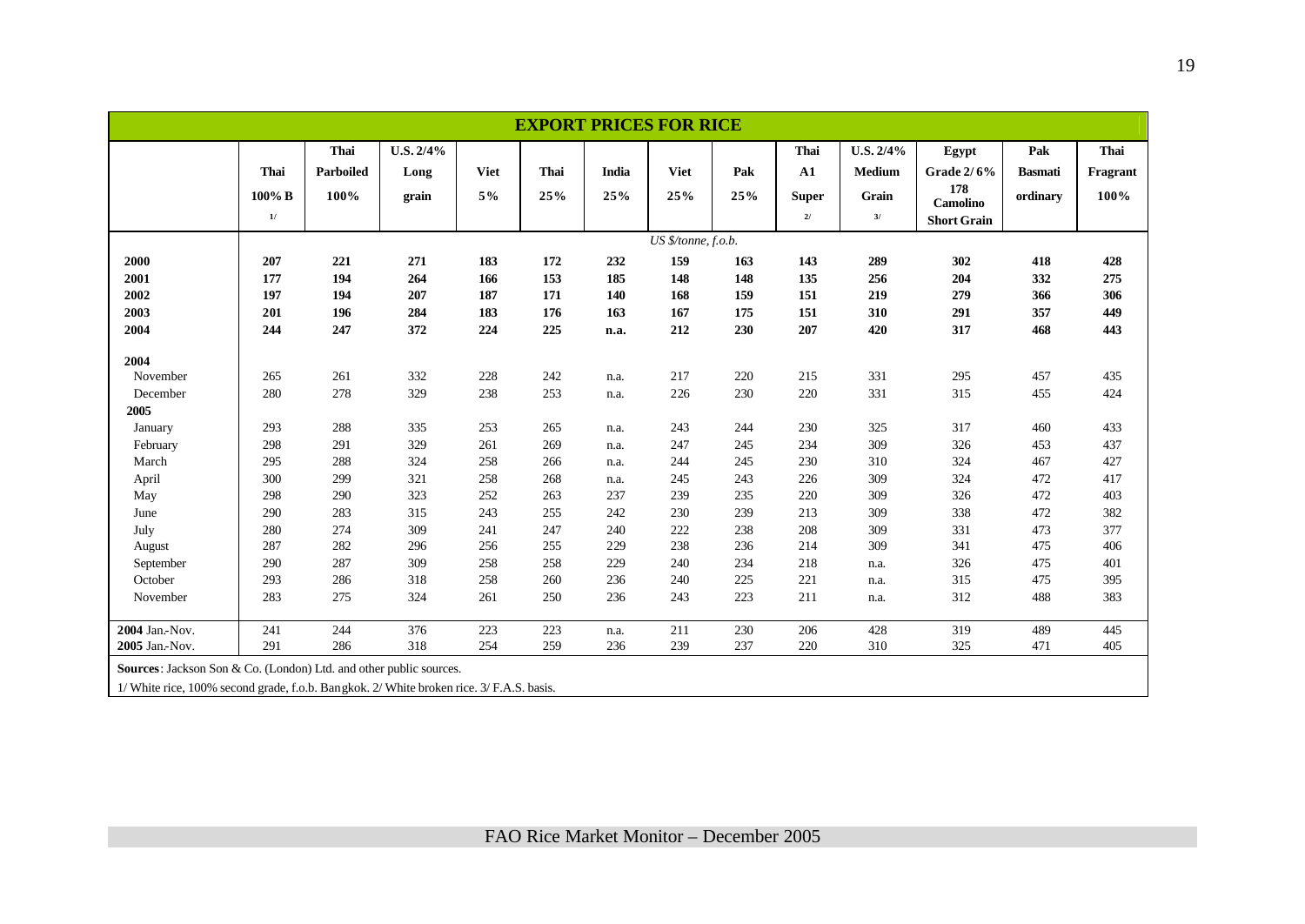## EXPORT PRICES FOR RICE

| | Thai 100% B [1/] | Thai Parboiled 100% | U.S. 2/4% Long grain | Viet 5% | Thai 25% | India 25% | Viet 25% | Pak 25% | Thai A1 Super [2/] | U.S. 2/4% Medium Grain [3/] | Egypt Grade 2/6% 178 Camolino Short Grain | Pak Basmati ordinary | Thai Fragrant 100% |
|---|---|---|---|---|---|---|---|---|---|---|---|---|---|
| | *US $/tonne, f.o.b.* | | | | | | | | | | | | |
| **2000** | **207** | **221** | **271** | **183** | **172** | **232** | **159** | **163** | **143** | **289** | **302** | **418** | **428** |
| **2001** | **177** | **194** | **264** | **166** | **153** | **185** | **148** | **148** | **135** | **256** | **204** | **332** | **275** |
| **2002** | **197** | **194** | **207** | **187** | **171** | **140** | **168** | **159** | **151** | **219** | **279** | **366** | **306** |
| **2003** | **201** | **196** | **284** | **183** | **176** | **163** | **167** | **175** | **151** | **310** | **291** | **357** | **449** |
| **2004** | **244** | **247** | **372** | **224** | **225** | **n.a.** | **212** | **230** | **207** | **420** | **317** | **468** | **443** |
| **2004** | | | | | | | | | | | | | |
| November | 265 | 261 | 332 | 228 | 242 | n.a. | 217 | 220 | 215 | 331 | 295 | 457 | 435 |
| December | 280 | 278 | 329 | 238 | 253 | n.a. | 226 | 230 | 220 | 331 | 315 | 455 | 424 |
| **2005** | | | | | | | | | | | | | |
| January | 293 | 288 | 335 | 253 | 265 | n.a. | 243 | 244 | 230 | 325 | 317 | 460 | 433 |
| February | 298 | 291 | 329 | 261 | 269 | n.a. | 247 | 245 | 234 | 309 | 326 | 453 | 437 |
| March | 295 | 288 | 324 | 258 | 266 | n.a. | 244 | 245 | 230 | 310 | 324 | 467 | 427 |
| April | 300 | 299 | 321 | 258 | 268 | n.a. | 245 | 243 | 226 | 309 | 324 | 472 | 417 |
| May | 298 | 290 | 323 | 252 | 263 | 237 | 239 | 235 | 220 | 309 | 326 | 472 | 403 |
| June | 290 | 283 | 315 | 243 | 255 | 242 | 230 | 239 | 213 | 309 | 338 | 472 | 382 |
| July | 280 | 274 | 309 | 241 | 247 | 240 | 222 | 238 | 208 | 309 | 331 | 473 | 377 |
| August | 287 | 282 | 296 | 256 | 255 | 229 | 238 | 236 | 214 | 309 | 341 | 475 | 406 |
| September | 290 | 287 | 309 | 258 | 258 | 229 | 240 | 234 | 218 | n.a. | 326 | 475 | 401 |
| October | 293 | 286 | 318 | 258 | 260 | 236 | 240 | 225 | 221 | n.a. | 315 | 475 | 395 |
| November | 283 | 275 | 324 | 261 | 250 | 236 | 243 | 223 | 211 | n.a. | 312 | 488 | 383 |
| **2004** Jan.-Nov. | 241 | 244 | 376 | 223 | 223 | n.a. | 211 | 230 | 206 | 428 | 319 | 489 | 445 |
| **2005** Jan.-Nov. | 291 | 286 | 318 | 254 | 259 | 236 | 239 | 237 | 220 | 310 | 325 | 471 | 405 |

**Sources**: Jackson Son & Co. (London) Ltd. and other public sources.

1/ White rice, 100% second grade, f.o.b. Bangkok. 2/ White broken rice. 3/ F.A.S. basis.

FAO Rice Market Monitor – December 2005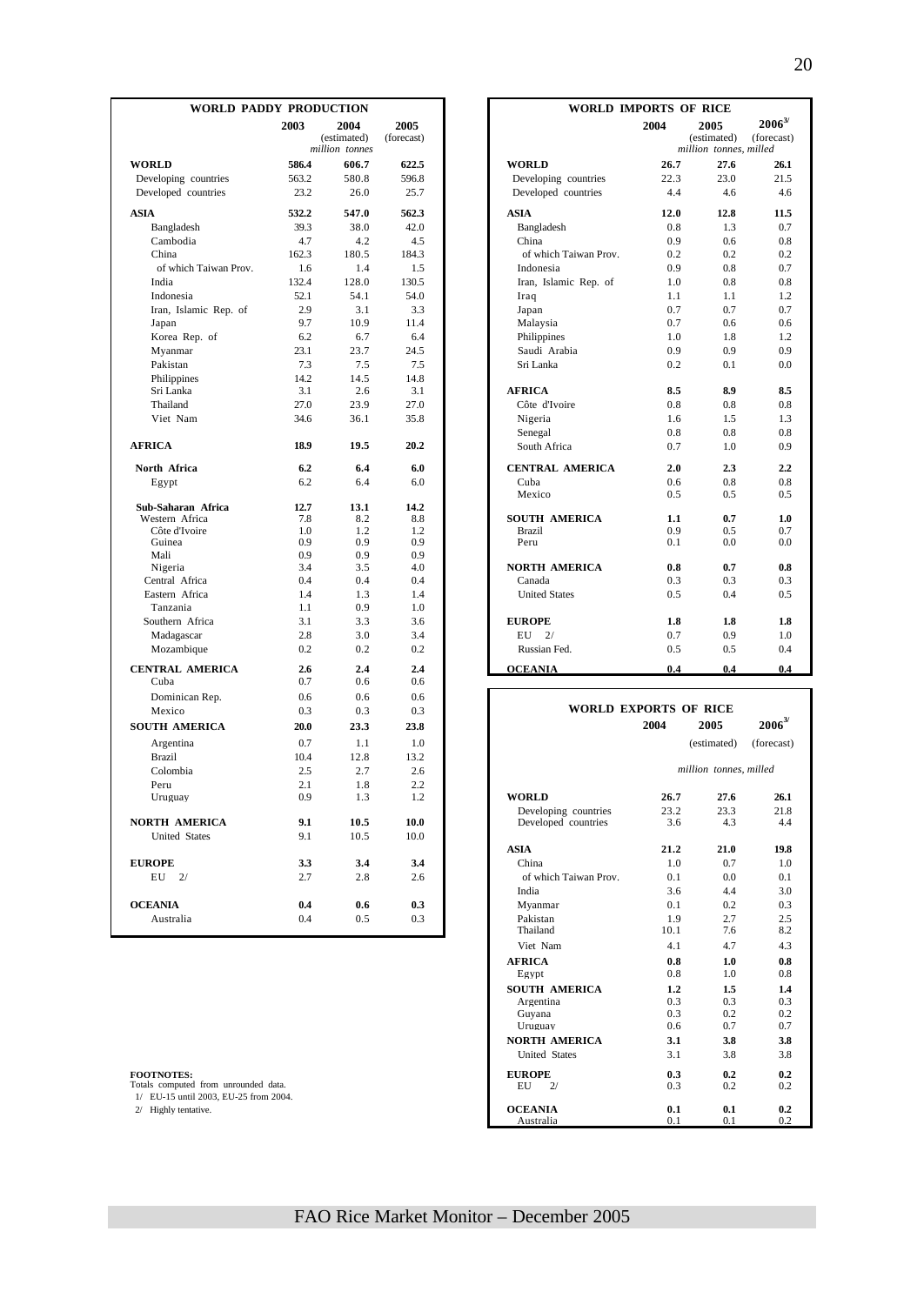| WORLD PADDY PRODUCTION | 2003 | 2004 (estimated) | 2005 (forecast) |
|---|---|---|---|
| | | million tonnes | |
| **WORLD** | **586.4** | **606.7** | **622.5** |
| Developing countries | 563.2 | 580.8 | 596.8 |
| Developed countries | 23.2 | 26.0 | 25.7 |
| **ASIA** | **532.2** | **547.0** | **562.3** |
| Bangladesh | 39.3 | 38.0 | 42.0 |
| Cambodia | 4.7 | 4.2 | 4.5 |
| China | 162.3 | 180.5 | 184.3 |
| of which Taiwan Prov. | 1.6 | 1.4 | 1.5 |
| India | 132.4 | 128.0 | 130.5 |
| Indonesia | 52.1 | 54.1 | 54.0 |
| Iran, Islamic Rep. of | 2.9 | 3.1 | 3.3 |
| Japan | 9.7 | 10.9 | 11.4 |
| Korea Rep. of | 6.2 | 6.7 | 6.4 |
| Myanmar | 23.1 | 23.7 | 24.5 |
| Pakistan | 7.3 | 7.5 | 7.5 |
| Philippines | 14.2 | 14.5 | 14.8 |
| Sri Lanka | 3.1 | 2.6 | 3.1 |
| Thailand | 27.0 | 23.9 | 27.0 |
| Viet Nam | 34.6 | 36.1 | 35.8 |
| **AFRICA** | **18.9** | **19.5** | **20.2** |
| **North Africa** | **6.2** | **6.4** | **6.0** |
| Egypt | 6.2 | 6.4 | 6.0 |
| **Sub-Saharan Africa** | **12.7** | **13.1** | **14.2** |
| Western Africa | 7.8 | 8.2 | 8.8 |
| Côte d'Ivoire | 1.0 | 1.2 | 1.2 |
| Guinea | 0.9 | 0.9 | 0.9 |
| Mali | 0.9 | 0.9 | 0.9 |
| Nigeria | 3.4 | 3.5 | 4.0 |
| Central Africa | 0.4 | 0.4 | 0.4 |
| Eastern Africa | 1.4 | 1.3 | 1.4 |
| Tanzania | 1.1 | 0.9 | 1.0 |
| Southern Africa | 3.1 | 3.3 | 3.6 |
| Madagascar | 2.8 | 3.0 | 3.4 |
| Mozambique | 0.2 | 0.2 | 0.2 |
| **CENTRAL AMERICA** | **2.6** | **2.4** | **2.4** |
| Cuba | 0.7 | 0.6 | 0.6 |
| Dominican Rep. | 0.6 | 0.6 | 0.6 |
| Mexico | 0.3 | 0.3 | 0.3 |
| **SOUTH AMERICA** | **20.0** | **23.3** | **23.8** |
| Argentina | 0.7 | 1.1 | 1.0 |
| Brazil | 10.4 | 12.8 | 13.2 |
| Colombia | 2.5 | 2.7 | 2.6 |
| Peru | 2.1 | 1.8 | 2.2 |
| Uruguay | 0.9 | 1.3 | 1.2 |
| **NORTH AMERICA** | **9.1** | **10.5** | **10.0** |
| United States | 9.1 | 10.5 | 10.0 |
| **EUROPE** | **3.3** | **3.4** | **3.4** |
| EU 2/ | 2.7 | 2.8 | 2.6 |
| **OCEANIA** | **0.4** | **0.6** | **0.3** |
| Australia | 0.4 | 0.5 | 0.3 |

| WORLD IMPORTS OF RICE | 2004 | 2005 (estimated) | 2006 3/ (forecast) |
|---|---|---|---|
| | | million tonnes, milled | |
| **WORLD** | **26.7** | **27.6** | **26.1** |
| Developing countries | 22.3 | 23.0 | 21.5 |
| Developed countries | 4.4 | 4.6 | 4.6 |
| **ASIA** | **12.0** | **12.8** | **11.5** |
| Bangladesh | 0.8 | 1.3 | 0.7 |
| China | 0.9 | 0.6 | 0.8 |
| of which Taiwan Prov. | 0.2 | 0.2 | 0.2 |
| Indonesia | 0.9 | 0.8 | 0.7 |
| Iran, Islamic Rep. of | 1.0 | 0.8 | 0.8 |
| Iraq | 1.1 | 1.1 | 1.2 |
| Japan | 0.7 | 0.7 | 0.7 |
| Malaysia | 0.7 | 0.6 | 0.6 |
| Philippines | 1.0 | 1.8 | 1.2 |
| Saudi Arabia | 0.9 | 0.9 | 0.9 |
| Sri Lanka | 0.2 | 0.1 | 0.0 |
| **AFRICA** | **8.5** | **8.9** | **8.5** |
| Côte d'Ivoire | 0.8 | 0.8 | 0.8 |
| Nigeria | 1.6 | 1.5 | 1.3 |
| Senegal | 0.8 | 0.8 | 0.8 |
| South Africa | 0.7 | 1.0 | 0.9 |
| **CENTRAL AMERICA** | **2.0** | **2.3** | **2.2** |
| Cuba | 0.6 | 0.8 | 0.8 |
| Mexico | 0.5 | 0.5 | 0.5 |
| **SOUTH AMERICA** | **1.1** | **0.7** | **1.0** |
| Brazil | 0.9 | 0.5 | 0.7 |
| Peru | 0.1 | 0.0 | 0.0 |
| **NORTH AMERICA** | **0.8** | **0.7** | **0.8** |
| Canada | 0.3 | 0.3 | 0.3 |
| United States | 0.5 | 0.4 | 0.5 |
| **EUROPE** | **1.8** | **1.8** | **1.8** |
| EU 2/ | 0.7 | 0.9 | 1.0 |
| Russian Fed. | 0.5 | 0.5 | 0.4 |
| **OCEANIA** | **0.4** | **0.4** | **0.4** |

| WORLD EXPORTS OF RICE | 2004 | 2005 (estimated) | 2006 3/ (forecast) |
|---|---|---|---|
| | | million tonnes, milled | |
| **WORLD** | **26.7** | **27.6** | **26.1** |
| Developing countries | 23.2 | 23.3 | 21.8 |
| Developed countries | 3.6 | 4.3 | 4.4 |
| **ASIA** | **21.2** | **21.0** | **19.8** |
| China | 1.0 | 0.7 | 1.0 |
| of which Taiwan Prov. | 0.1 | 0.0 | 0.1 |
| India | 3.6 | 4.4 | 3.0 |
| Myanmar | 0.1 | 0.2 | 0.3 |
| Pakistan | 1.9 | 2.7 | 2.5 |
| Thailand | 10.1 | 7.6 | 8.2 |
| Viet Nam | 4.1 | 4.7 | 4.3 |
| **AFRICA** | **0.8** | **1.0** | **0.8** |
| Egypt | 0.8 | 1.0 | 0.8 |
| **SOUTH AMERICA** | **1.2** | **1.5** | **1.4** |
| Argentina | 0.3 | 0.3 | 0.3 |
| Guyana | 0.3 | 0.2 | 0.2 |
| Uruguay | 0.6 | 0.7 | 0.7 |
| **NORTH AMERICA** | **3.1** | **3.8** | **3.8** |
| United States | 3.1 | 3.8 | 3.8 |
| **EUROPE** | **0.3** | **0.2** | **0.2** |
| EU 2/ | 0.3 | 0.2 | 0.2 |
| **OCEANIA** | **0.1** | **0.1** | **0.2** |
| Australia | 0.1 | 0.1 | 0.2 |

**FOOTNOTES:**
Totals computed from unrounded data.
1/ EU-15 until 2003, EU-25 from 2004.
2/ Highly tentative.

FAO Rice Market Monitor – December 2005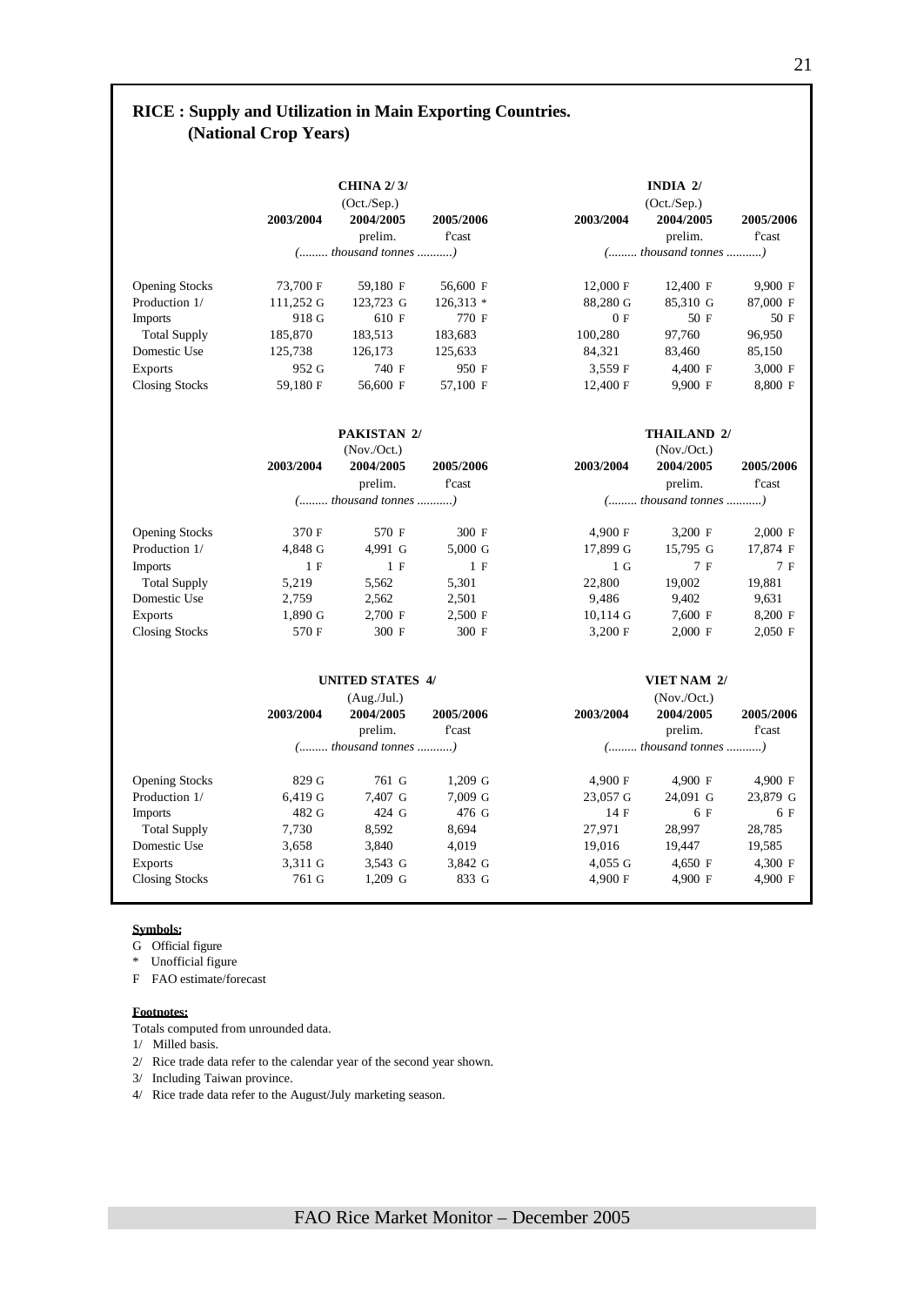# RICE : Supply and Utilization in Main Exporting Countries. (National Crop Years)

| | CHINA 2/ 3/ (Oct./Sep.) | | | INDIA 2/ (Oct./Sep.) | | |
|---|---|---|---|---|---|---|
| | 2003/2004 | 2004/2005 prelim. | 2005/2006 f'cast | 2003/2004 | 2004/2005 prelim. | 2005/2006 f'cast |
| | (......... thousand tonnes ...........) | | | (......... thousand tonnes ...........) | | |
| Opening Stocks | 73,700 F | 59,180 F | 56,600 F | 12,000 F | 12,400 F | 9,900 F |
| Production 1/ | 111,252 G | 123,723 G | 126,313 * | 88,280 G | 85,310 G | 87,000 F |
| Imports | 918 G | 610 F | 770 F | 0 F | 50 F | 50 F |
| Total Supply | 185,870 | 183,513 | 183,683 | 100,280 | 97,760 | 96,950 |
| Domestic Use | 125,738 | 126,173 | 125,633 | 84,321 | 83,460 | 85,150 |
| Exports | 952 G | 740 F | 950 F | 3,559 F | 4,400 F | 3,000 F |
| Closing Stocks | 59,180 F | 56,600 F | 57,100 F | 12,400 F | 9,900 F | 8,800 F |

| | PAKISTAN 2/ (Nov./Oct.) | | | THAILAND 2/ (Nov./Oct.) | | |
|---|---|---|---|---|---|---|
| | 2003/2004 | 2004/2005 prelim. | 2005/2006 f'cast | 2003/2004 | 2004/2005 prelim. | 2005/2006 f'cast |
| | (......... thousand tonnes ...........) | | | (......... thousand tonnes ...........) | | |
| Opening Stocks | 370 F | 570 F | 300 F | 4,900 F | 3,200 F | 2,000 F |
| Production 1/ | 4,848 G | 4,991 G | 5,000 G | 17,899 G | 15,795 G | 17,874 F |
| Imports | 1 F | 1 F | 1 F | 1 G | 7 F | 7 F |
| Total Supply | 5,219 | 5,562 | 5,301 | 22,800 | 19,002 | 19,881 |
| Domestic Use | 2,759 | 2,562 | 2,501 | 9,486 | 9,402 | 9,631 |
| Exports | 1,890 G | 2,700 F | 2,500 F | 10,114 G | 7,600 F | 8,200 F |
| Closing Stocks | 570 F | 300 F | 300 F | 3,200 F | 2,000 F | 2,050 F |

| | UNITED STATES 4/ (Aug./Jul.) | | | VIET NAM 2/ (Nov./Oct.) | | |
|---|---|---|---|---|---|---|
| | 2003/2004 | 2004/2005 prelim. | 2005/2006 f'cast | 2003/2004 | 2004/2005 prelim. | 2005/2006 f'cast |
| | (......... thousand tonnes ...........) | | | (......... thousand tonnes ...........) | | |
| Opening Stocks | 829 G | 761 G | 1,209 G | 4,900 F | 4,900 F | 4,900 F |
| Production 1/ | 6,419 G | 7,407 G | 7,009 G | 23,057 G | 24,091 G | 23,879 G |
| Imports | 482 G | 424 G | 476 G | 14 F | 6 F | 6 F |
| Total Supply | 7,730 | 8,592 | 8,694 | 27,971 | 28,997 | 28,785 |
| Domestic Use | 3,658 | 3,840 | 4,019 | 19,016 | 19,447 | 19,585 |
| Exports | 3,311 G | 3,543 G | 3,842 G | 4,055 G | 4,650 F | 4,300 F |
| Closing Stocks | 761 G | 1,209 G | 833 G | 4,900 F | 4,900 F | 4,900 F |

**Symbols:**

G Official figure
\* Unofficial figure
F FAO estimate/forecast

**Footnotes:**

Totals computed from unrounded data.
1/ Milled basis.
2/ Rice trade data refer to the calendar year of the second year shown.
3/ Including Taiwan province.
4/ Rice trade data refer to the August/July marketing season.